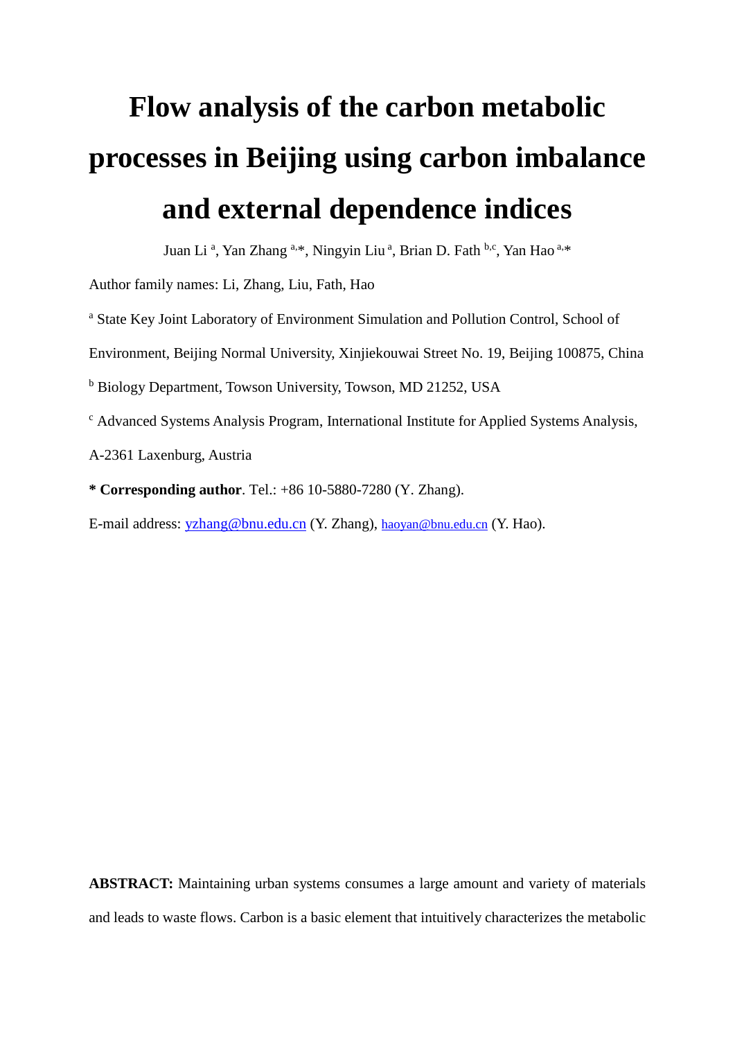# Flow analysis of the carbon metabolic processes in Beijing using carbon imbalance and external dependence indices

Juan Li [a], Yan Zhang [a,*], Ningyin Liu [a], Brian D. Fath [b,c], Yan Hao [a,*]

Author family names: Li, Zhang, Liu, Fath, Hao

[a] State Key Joint Laboratory of Environment Simulation and Pollution Control, School of Environment, Beijing Normal University, Xinjiekouwai Street No. 19, Beijing 100875, China

[b] Biology Department, Towson University, Towson, MD 21252, USA

[c] Advanced Systems Analysis Program, International Institute for Applied Systems Analysis, A-2361 Laxenburg, Austria

**\* Corresponding author**. Tel.: +86 10-5880-7280 (Y. Zhang).

E-mail address: yzhang@bnu.edu.cn (Y. Zhang), haoyan@bnu.edu.cn (Y. Hao).

**ABSTRACT:** Maintaining urban systems consumes a large amount and variety of materials and leads to waste flows. Carbon is a basic element that intuitively characterizes the metabolic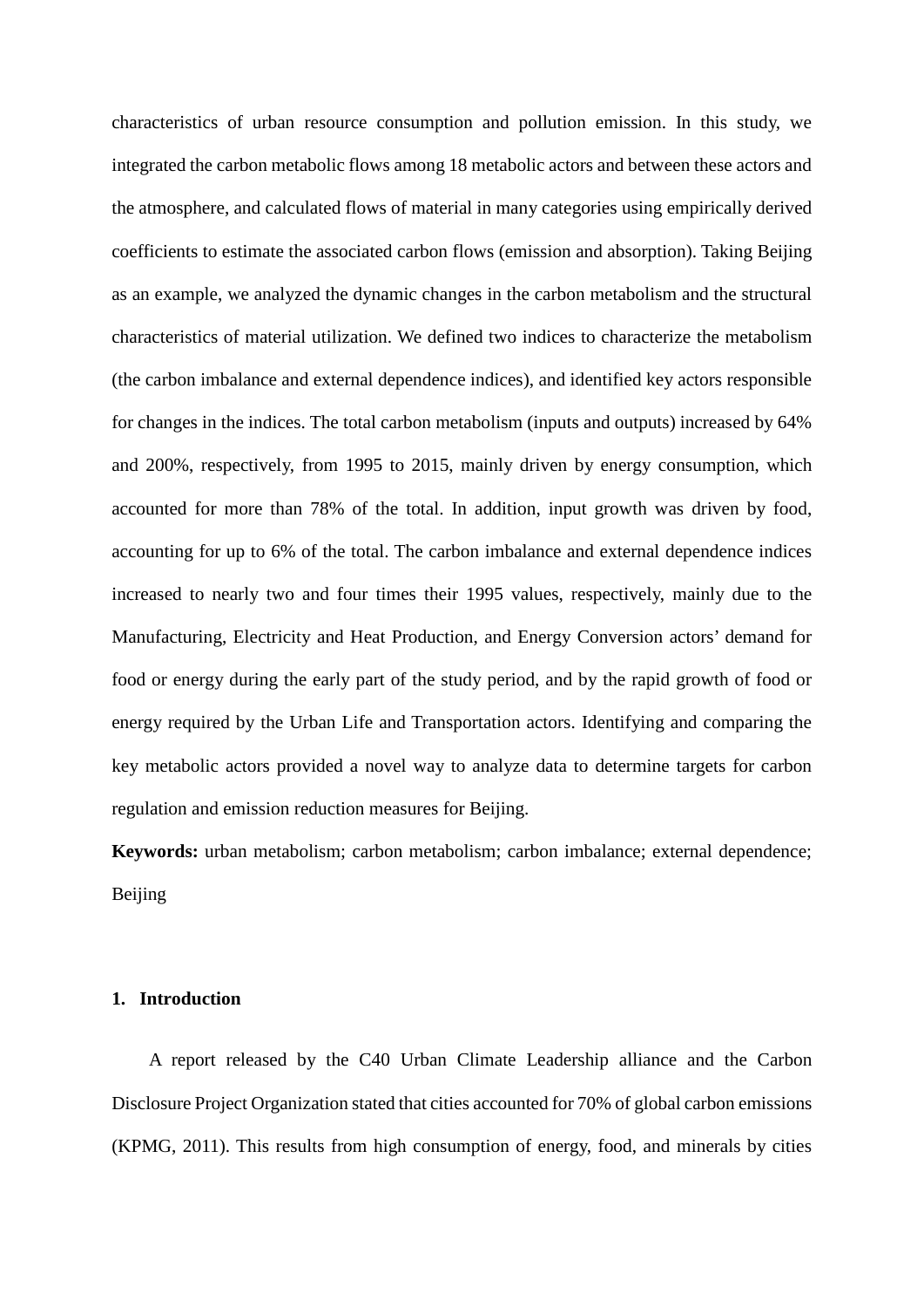characteristics of urban resource consumption and pollution emission. In this study, we integrated the carbon metabolic flows among 18 metabolic actors and between these actors and the atmosphere, and calculated flows of material in many categories using empirically derived coefficients to estimate the associated carbon flows (emission and absorption). Taking Beijing as an example, we analyzed the dynamic changes in the carbon metabolism and the structural characteristics of material utilization. We defined two indices to characterize the metabolism (the carbon imbalance and external dependence indices), and identified key actors responsible for changes in the indices. The total carbon metabolism (inputs and outputs) increased by 64% and 200%, respectively, from 1995 to 2015, mainly driven by energy consumption, which accounted for more than 78% of the total. In addition, input growth was driven by food, accounting for up to 6% of the total. The carbon imbalance and external dependence indices increased to nearly two and four times their 1995 values, respectively, mainly due to the Manufacturing, Electricity and Heat Production, and Energy Conversion actors' demand for food or energy during the early part of the study period, and by the rapid growth of food or energy required by the Urban Life and Transportation actors. Identifying and comparing the key metabolic actors provided a novel way to analyze data to determine targets for carbon regulation and emission reduction measures for Beijing.

**Keywords:** urban metabolism; carbon metabolism; carbon imbalance; external dependence; Beijing

## 1. Introduction

A report released by the C40 Urban Climate Leadership alliance and the Carbon Disclosure Project Organization stated that cities accounted for 70% of global carbon emissions (KPMG, 2011). This results from high consumption of energy, food, and minerals by cities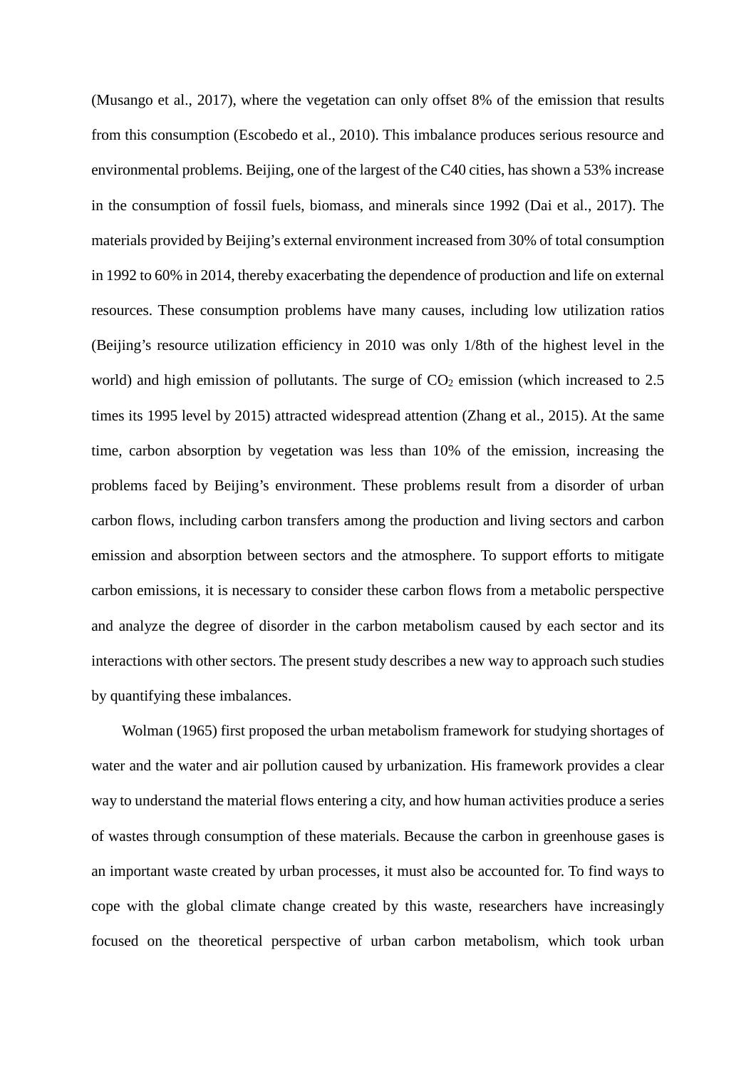(Musango et al., 2017), where the vegetation can only offset 8% of the emission that results from this consumption (Escobedo et al., 2010). This imbalance produces serious resource and environmental problems. Beijing, one of the largest of the C40 cities, has shown a 53% increase in the consumption of fossil fuels, biomass, and minerals since 1992 (Dai et al., 2017). The materials provided by Beijing's external environment increased from 30% of total consumption in 1992 to 60% in 2014, thereby exacerbating the dependence of production and life on external resources. These consumption problems have many causes, including low utilization ratios (Beijing's resource utilization efficiency in 2010 was only 1/8th of the highest level in the world) and high emission of pollutants. The surge of $CO_2$ emission (which increased to 2.5 times its 1995 level by 2015) attracted widespread attention (Zhang et al., 2015). At the same time, carbon absorption by vegetation was less than 10% of the emission, increasing the problems faced by Beijing's environment. These problems result from a disorder of urban carbon flows, including carbon transfers among the production and living sectors and carbon emission and absorption between sectors and the atmosphere. To support efforts to mitigate carbon emissions, it is necessary to consider these carbon flows from a metabolic perspective and analyze the degree of disorder in the carbon metabolism caused by each sector and its interactions with other sectors. The present study describes a new way to approach such studies by quantifying these imbalances.

Wolman (1965) first proposed the urban metabolism framework for studying shortages of water and the water and air pollution caused by urbanization. His framework provides a clear way to understand the material flows entering a city, and how human activities produce a series of wastes through consumption of these materials. Because the carbon in greenhouse gases is an important waste created by urban processes, it must also be accounted for. To find ways to cope with the global climate change created by this waste, researchers have increasingly focused on the theoretical perspective of urban carbon metabolism, which took urban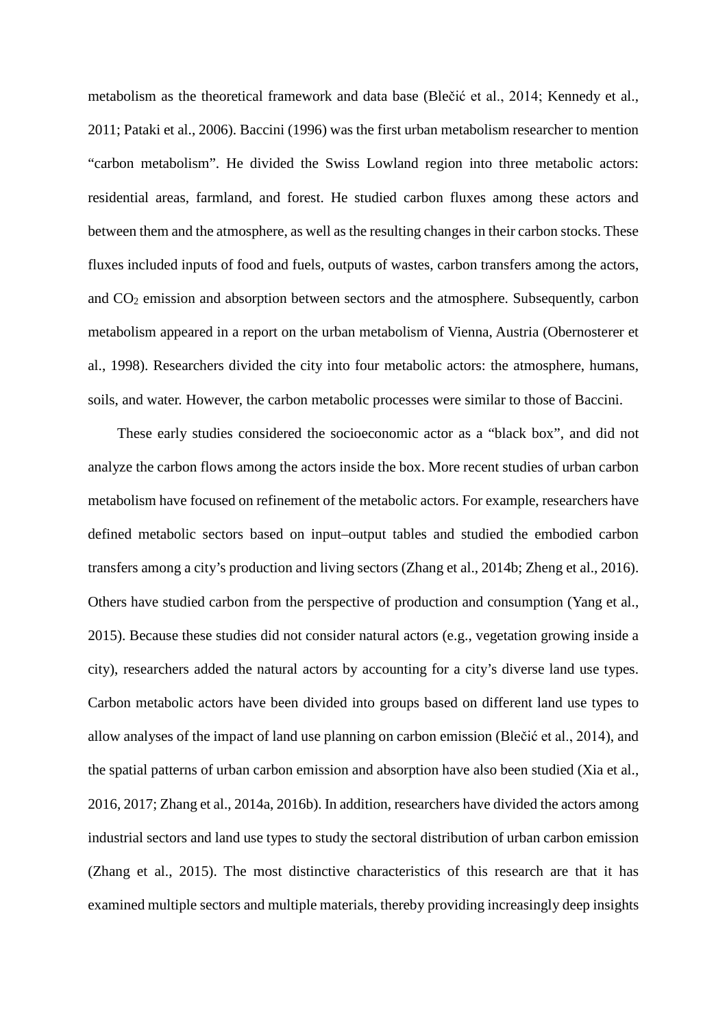metabolism as the theoretical framework and data base (Blečić et al., 2014; Kennedy et al., 2011; Pataki et al., 2006). Baccini (1996) was the first urban metabolism researcher to mention "carbon metabolism". He divided the Swiss Lowland region into three metabolic actors: residential areas, farmland, and forest. He studied carbon fluxes among these actors and between them and the atmosphere, as well as the resulting changes in their carbon stocks. These fluxes included inputs of food and fuels, outputs of wastes, carbon transfers among the actors, and $CO_2$ emission and absorption between sectors and the atmosphere. Subsequently, carbon metabolism appeared in a report on the urban metabolism of Vienna, Austria (Obernosterer et al., 1998). Researchers divided the city into four metabolic actors: the atmosphere, humans, soils, and water. However, the carbon metabolic processes were similar to those of Baccini.

These early studies considered the socioeconomic actor as a "black box", and did not analyze the carbon flows among the actors inside the box. More recent studies of urban carbon metabolism have focused on refinement of the metabolic actors. For example, researchers have defined metabolic sectors based on input–output tables and studied the embodied carbon transfers among a city's production and living sectors (Zhang et al., 2014b; Zheng et al., 2016). Others have studied carbon from the perspective of production and consumption (Yang et al., 2015). Because these studies did not consider natural actors (e.g., vegetation growing inside a city), researchers added the natural actors by accounting for a city's diverse land use types. Carbon metabolic actors have been divided into groups based on different land use types to allow analyses of the impact of land use planning on carbon emission (Blečić et al., 2014), and the spatial patterns of urban carbon emission and absorption have also been studied (Xia et al., 2016, 2017; Zhang et al., 2014a, 2016b). In addition, researchers have divided the actors among industrial sectors and land use types to study the sectoral distribution of urban carbon emission (Zhang et al., 2015). The most distinctive characteristics of this research are that it has examined multiple sectors and multiple materials, thereby providing increasingly deep insights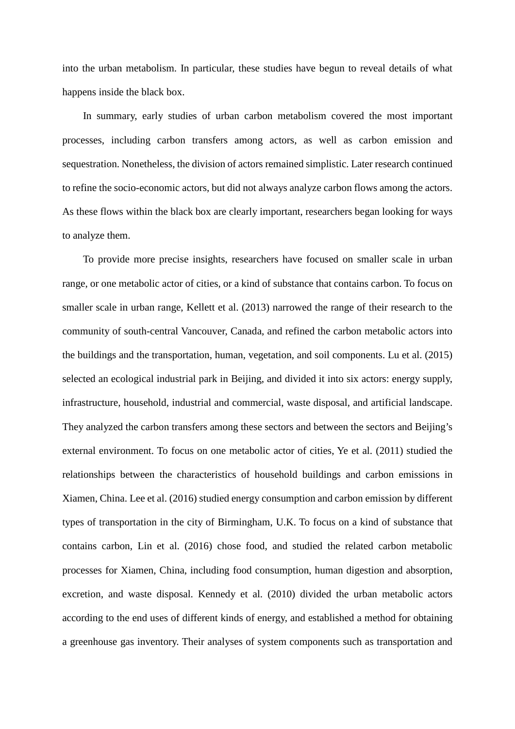into the urban metabolism. In particular, these studies have begun to reveal details of what happens inside the black box.

In summary, early studies of urban carbon metabolism covered the most important processes, including carbon transfers among actors, as well as carbon emission and sequestration. Nonetheless, the division of actors remained simplistic. Later research continued to refine the socio-economic actors, but did not always analyze carbon flows among the actors. As these flows within the black box are clearly important, researchers began looking for ways to analyze them.

To provide more precise insights, researchers have focused on smaller scale in urban range, or one metabolic actor of cities, or a kind of substance that contains carbon. To focus on smaller scale in urban range, Kellett et al. (2013) narrowed the range of their research to the community of south-central Vancouver, Canada, and refined the carbon metabolic actors into the buildings and the transportation, human, vegetation, and soil components. Lu et al. (2015) selected an ecological industrial park in Beijing, and divided it into six actors: energy supply, infrastructure, household, industrial and commercial, waste disposal, and artificial landscape. They analyzed the carbon transfers among these sectors and between the sectors and Beijing's external environment. To focus on one metabolic actor of cities, Ye et al. (2011) studied the relationships between the characteristics of household buildings and carbon emissions in Xiamen, China. Lee et al. (2016) studied energy consumption and carbon emission by different types of transportation in the city of Birmingham, U.K. To focus on a kind of substance that contains carbon, Lin et al. (2016) chose food, and studied the related carbon metabolic processes for Xiamen, China, including food consumption, human digestion and absorption, excretion, and waste disposal. Kennedy et al. (2010) divided the urban metabolic actors according to the end uses of different kinds of energy, and established a method for obtaining a greenhouse gas inventory. Their analyses of system components such as transportation and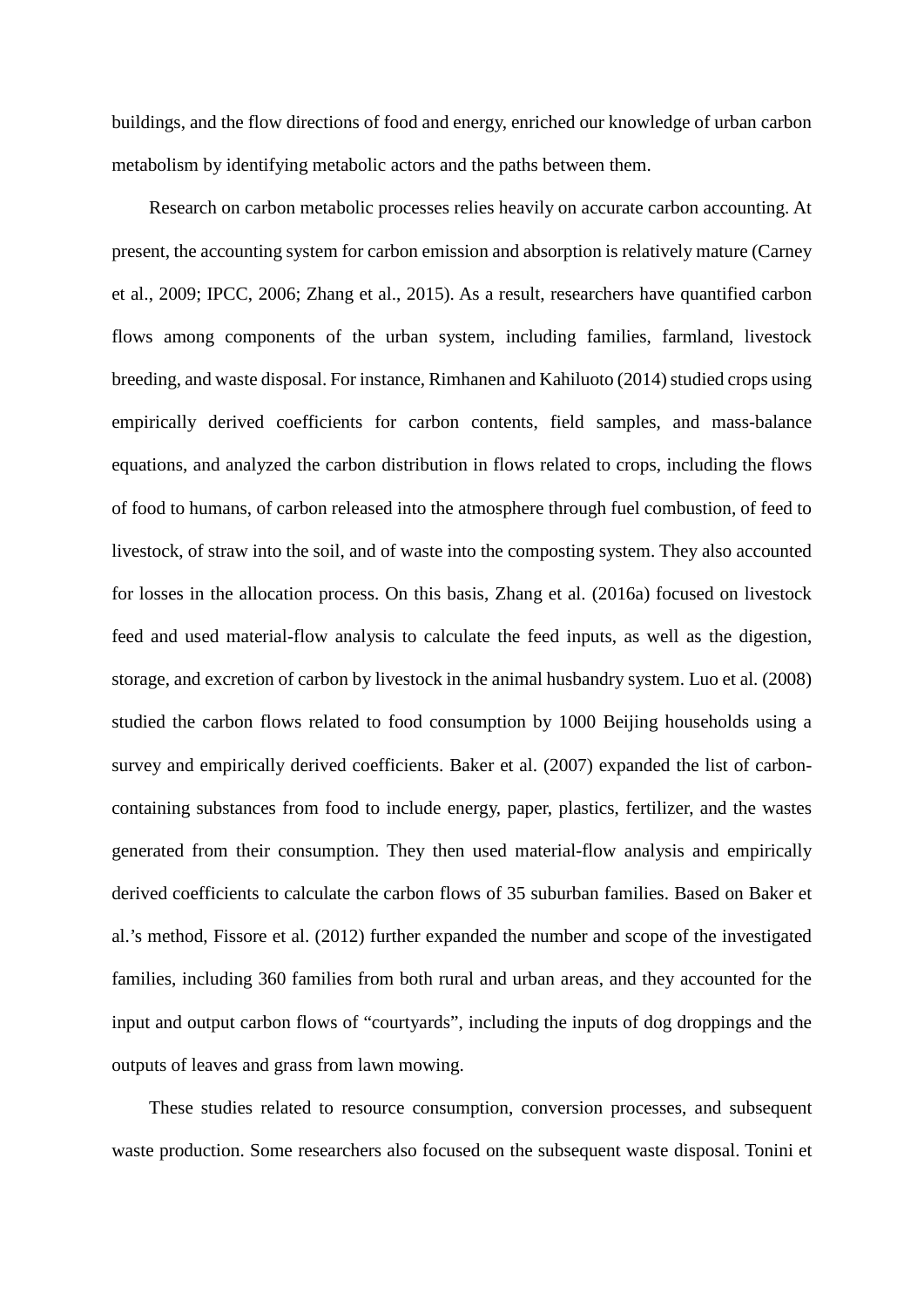buildings, and the flow directions of food and energy, enriched our knowledge of urban carbon metabolism by identifying metabolic actors and the paths between them.

Research on carbon metabolic processes relies heavily on accurate carbon accounting. At present, the accounting system for carbon emission and absorption is relatively mature (Carney et al., 2009; IPCC, 2006; Zhang et al., 2015). As a result, researchers have quantified carbon flows among components of the urban system, including families, farmland, livestock breeding, and waste disposal. For instance, Rimhanen and Kahiluoto (2014) studied crops using empirically derived coefficients for carbon contents, field samples, and mass-balance equations, and analyzed the carbon distribution in flows related to crops, including the flows of food to humans, of carbon released into the atmosphere through fuel combustion, of feed to livestock, of straw into the soil, and of waste into the composting system. They also accounted for losses in the allocation process. On this basis, Zhang et al. (2016a) focused on livestock feed and used material-flow analysis to calculate the feed inputs, as well as the digestion, storage, and excretion of carbon by livestock in the animal husbandry system. Luo et al. (2008) studied the carbon flows related to food consumption by 1000 Beijing households using a survey and empirically derived coefficients. Baker et al. (2007) expanded the list of carbon-containing substances from food to include energy, paper, plastics, fertilizer, and the wastes generated from their consumption. They then used material-flow analysis and empirically derived coefficients to calculate the carbon flows of 35 suburban families. Based on Baker et al.'s method, Fissore et al. (2012) further expanded the number and scope of the investigated families, including 360 families from both rural and urban areas, and they accounted for the input and output carbon flows of "courtyards", including the inputs of dog droppings and the outputs of leaves and grass from lawn mowing.

These studies related to resource consumption, conversion processes, and subsequent waste production. Some researchers also focused on the subsequent waste disposal. Tonini et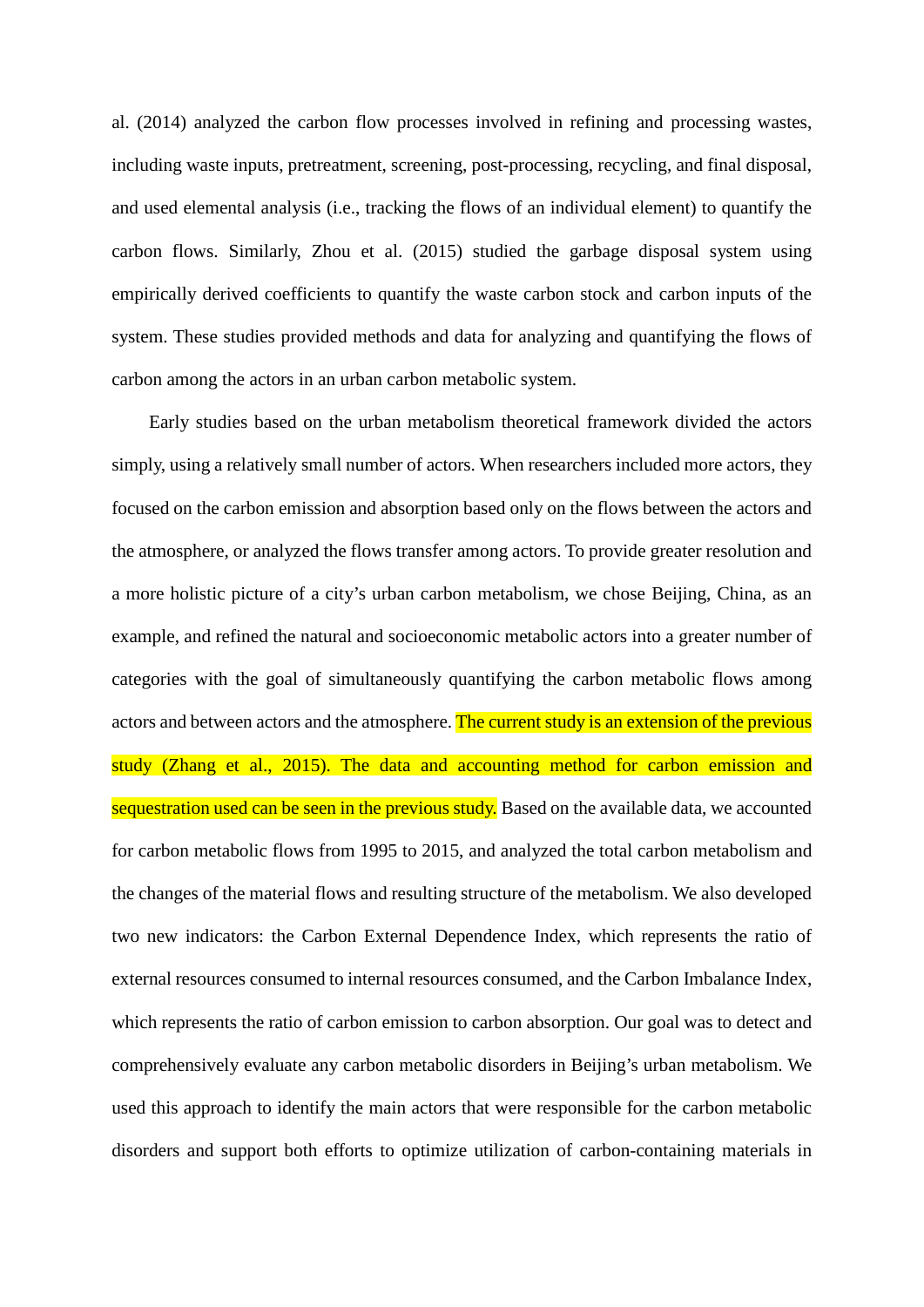al. (2014) analyzed the carbon flow processes involved in refining and processing wastes, including waste inputs, pretreatment, screening, post-processing, recycling, and final disposal, and used elemental analysis (i.e., tracking the flows of an individual element) to quantify the carbon flows. Similarly, Zhou et al. (2015) studied the garbage disposal system using empirically derived coefficients to quantify the waste carbon stock and carbon inputs of the system. These studies provided methods and data for analyzing and quantifying the flows of carbon among the actors in an urban carbon metabolic system.

Early studies based on the urban metabolism theoretical framework divided the actors simply, using a relatively small number of actors. When researchers included more actors, they focused on the carbon emission and absorption based only on the flows between the actors and the atmosphere, or analyzed the flows transfer among actors. To provide greater resolution and a more holistic picture of a city's urban carbon metabolism, we chose Beijing, China, as an example, and refined the natural and socioeconomic metabolic actors into a greater number of categories with the goal of simultaneously quantifying the carbon metabolic flows among actors and between actors and the atmosphere. The current study is an extension of the previous study (Zhang et al., 2015). The data and accounting method for carbon emission and sequestration used can be seen in the previous study. Based on the available data, we accounted for carbon metabolic flows from 1995 to 2015, and analyzed the total carbon metabolism and the changes of the material flows and resulting structure of the metabolism. We also developed two new indicators: the Carbon External Dependence Index, which represents the ratio of external resources consumed to internal resources consumed, and the Carbon Imbalance Index, which represents the ratio of carbon emission to carbon absorption. Our goal was to detect and comprehensively evaluate any carbon metabolic disorders in Beijing's urban metabolism. We used this approach to identify the main actors that were responsible for the carbon metabolic disorders and support both efforts to optimize utilization of carbon-containing materials in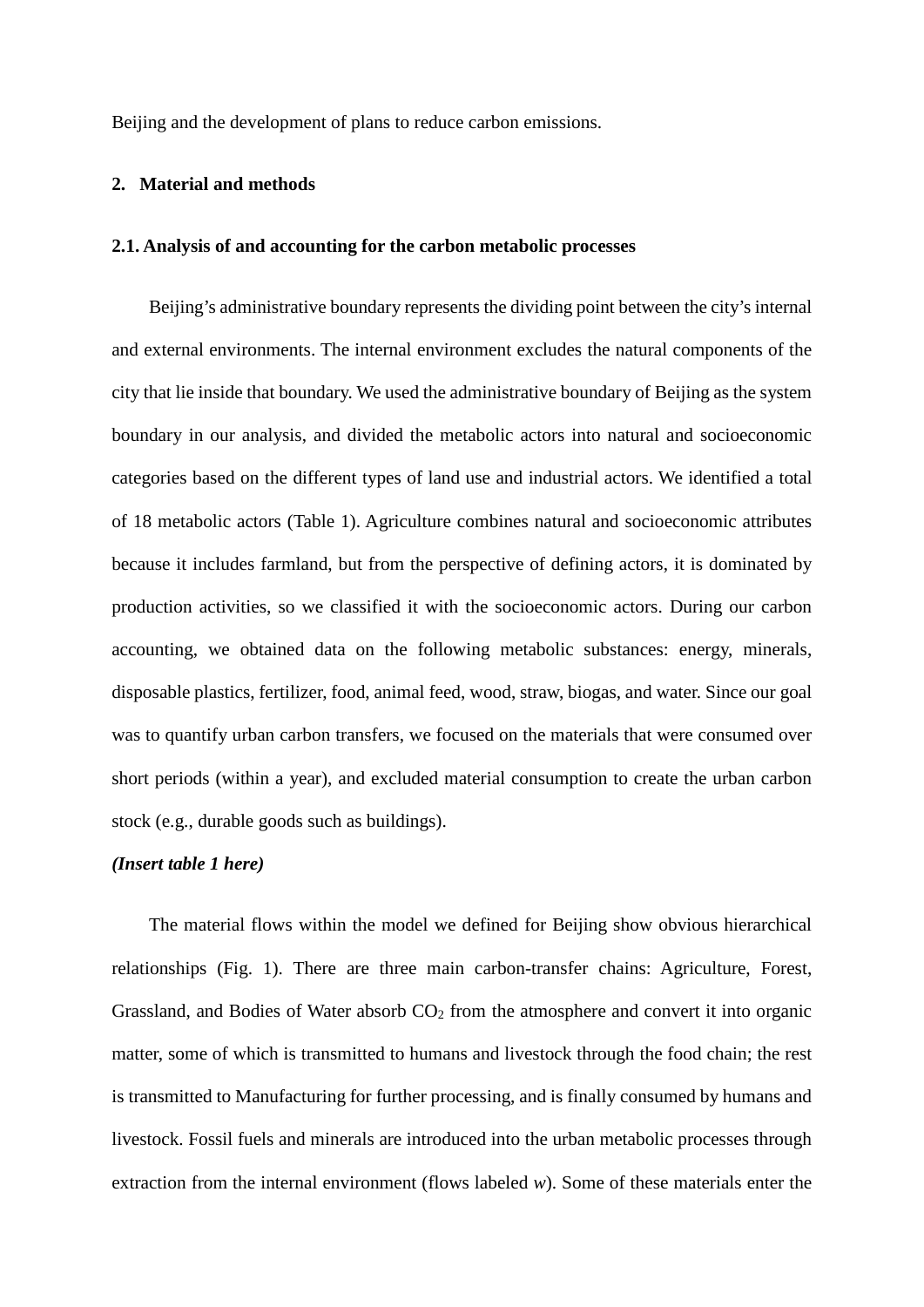Beijing and the development of plans to reduce carbon emissions.

## 2. Material and methods

### 2.1. Analysis of and accounting for the carbon metabolic processes

Beijing's administrative boundary represents the dividing point between the city's internal and external environments. The internal environment excludes the natural components of the city that lie inside that boundary. We used the administrative boundary of Beijing as the system boundary in our analysis, and divided the metabolic actors into natural and socioeconomic categories based on the different types of land use and industrial actors. We identified a total of 18 metabolic actors (Table 1). Agriculture combines natural and socioeconomic attributes because it includes farmland, but from the perspective of defining actors, it is dominated by production activities, so we classified it with the socioeconomic actors. During our carbon accounting, we obtained data on the following metabolic substances: energy, minerals, disposable plastics, fertilizer, food, animal feed, wood, straw, biogas, and water. Since our goal was to quantify urban carbon transfers, we focused on the materials that were consumed over short periods (within a year), and excluded material consumption to create the urban carbon stock (e.g., durable goods such as buildings).

***(Insert table 1 here)***

The material flows within the model we defined for Beijing show obvious hierarchical relationships (Fig. 1). There are three main carbon-transfer chains: Agriculture, Forest, Grassland, and Bodies of Water absorb $CO_2$ from the atmosphere and convert it into organic matter, some of which is transmitted to humans and livestock through the food chain; the rest is transmitted to Manufacturing for further processing, and is finally consumed by humans and livestock. Fossil fuels and minerals are introduced into the urban metabolic processes through extraction from the internal environment (flows labeled *w*). Some of these materials enter the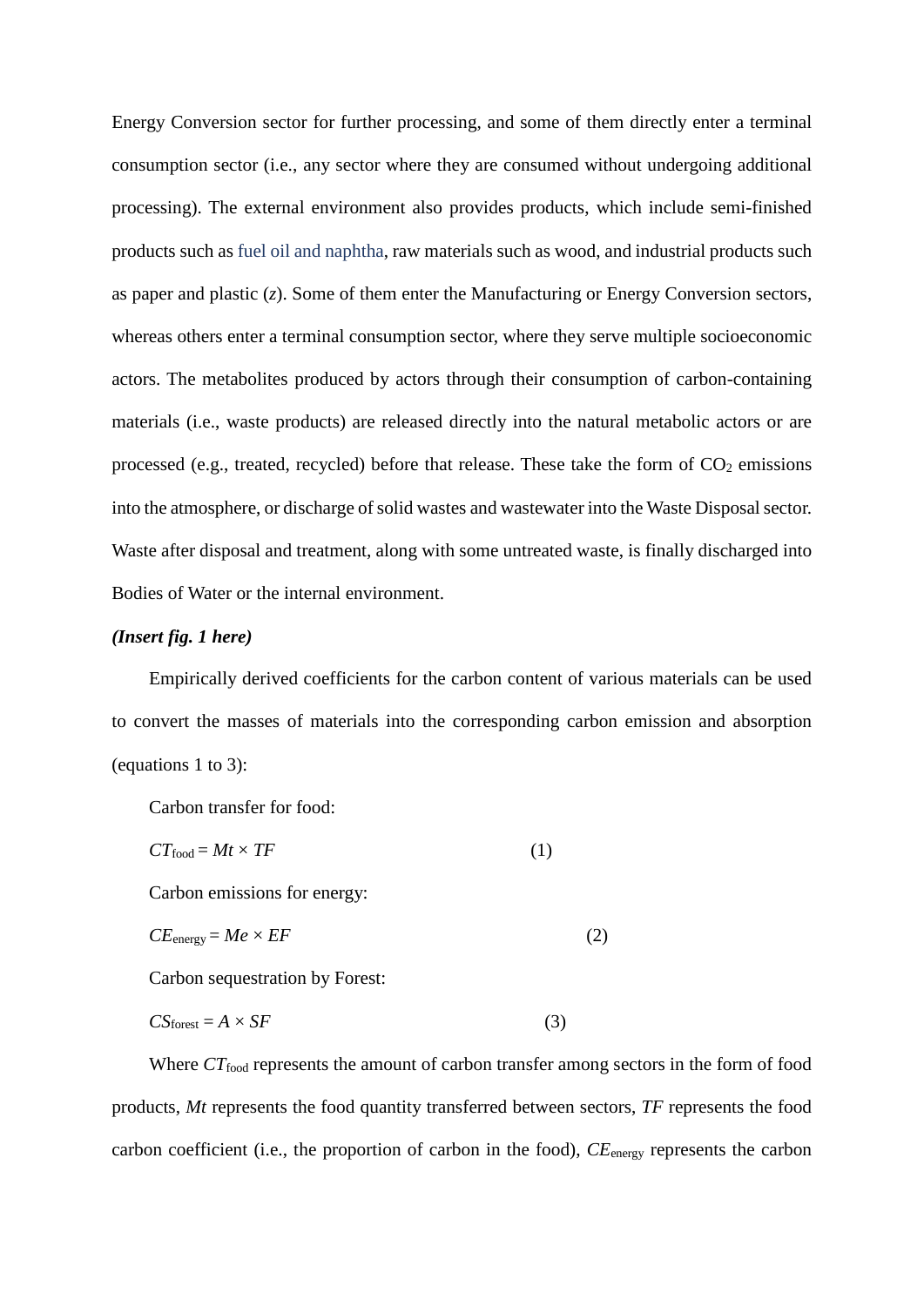Energy Conversion sector for further processing, and some of them directly enter a terminal consumption sector (i.e., any sector where they are consumed without undergoing additional processing). The external environment also provides products, which include semi-finished products such as fuel oil and naphtha, raw materials such as wood, and industrial products such as paper and plastic (*z*). Some of them enter the Manufacturing or Energy Conversion sectors, whereas others enter a terminal consumption sector, where they serve multiple socioeconomic actors. The metabolites produced by actors through their consumption of carbon-containing materials (i.e., waste products) are released directly into the natural metabolic actors or are processed (e.g., treated, recycled) before that release. These take the form of $CO_2$ emissions into the atmosphere, or discharge of solid wastes and wastewater into the Waste Disposal sector. Waste after disposal and treatment, along with some untreated waste, is finally discharged into Bodies of Water or the internal environment.

***(Insert fig. 1 here)***

Empirically derived coefficients for the carbon content of various materials can be used to convert the masses of materials into the corresponding carbon emission and absorption (equations 1 to 3):

Carbon transfer for food:

$$CT_{\text{food}} = Mt \times TF \tag{1}$$

Carbon emissions for energy:

$$CE_{\text{energy}} = Me \times EF \tag{2}$$

Carbon sequestration by Forest:

$$CS_{\text{forest}} = A \times SF \tag{3}$$

Where $CT_{\text{food}}$ represents the amount of carbon transfer among sectors in the form of food products, $Mt$ represents the food quantity transferred between sectors, $TF$ represents the food carbon coefficient (i.e., the proportion of carbon in the food), $CE_{\text{energy}}$ represents the carbon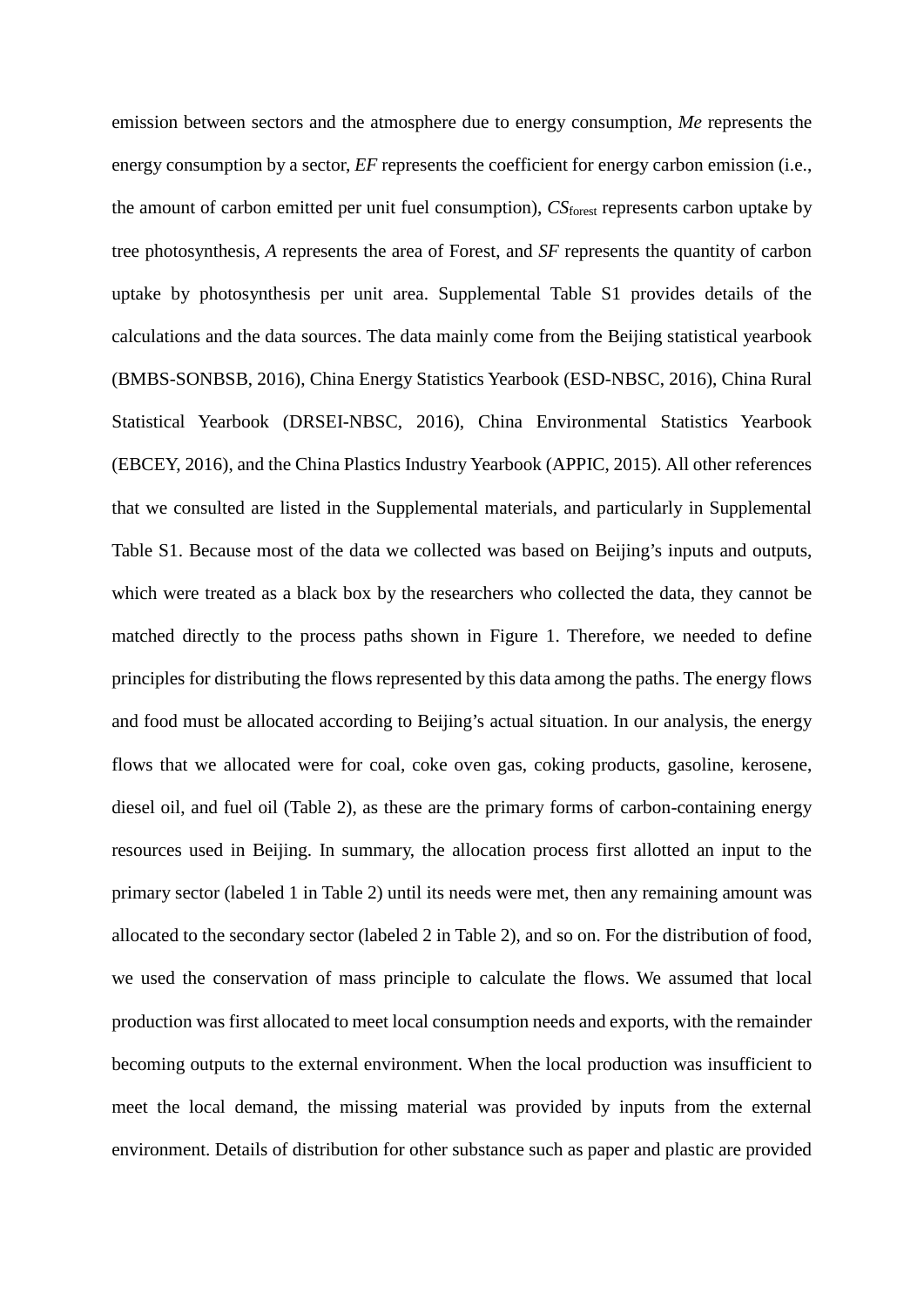emission between sectors and the atmosphere due to energy consumption, *Me* represents the energy consumption by a sector, *EF* represents the coefficient for energy carbon emission (i.e., the amount of carbon emitted per unit fuel consumption), $CS_{forest}$ represents carbon uptake by tree photosynthesis, *A* represents the area of Forest, and *SF* represents the quantity of carbon uptake by photosynthesis per unit area. Supplemental Table S1 provides details of the calculations and the data sources. The data mainly come from the Beijing statistical yearbook (BMBS-SONBSB, 2016), China Energy Statistics Yearbook (ESD-NBSC, 2016), China Rural Statistical Yearbook (DRSEI-NBSC, 2016), China Environmental Statistics Yearbook (EBCEY, 2016), and the China Plastics Industry Yearbook (APPIC, 2015). All other references that we consulted are listed in the Supplemental materials, and particularly in Supplemental Table S1. Because most of the data we collected was based on Beijing's inputs and outputs, which were treated as a black box by the researchers who collected the data, they cannot be matched directly to the process paths shown in Figure 1. Therefore, we needed to define principles for distributing the flows represented by this data among the paths. The energy flows and food must be allocated according to Beijing's actual situation. In our analysis, the energy flows that we allocated were for coal, coke oven gas, coking products, gasoline, kerosene, diesel oil, and fuel oil (Table 2), as these are the primary forms of carbon-containing energy resources used in Beijing. In summary, the allocation process first allotted an input to the primary sector (labeled 1 in Table 2) until its needs were met, then any remaining amount was allocated to the secondary sector (labeled 2 in Table 2), and so on. For the distribution of food, we used the conservation of mass principle to calculate the flows. We assumed that local production was first allocated to meet local consumption needs and exports, with the remainder becoming outputs to the external environment. When the local production was insufficient to meet the local demand, the missing material was provided by inputs from the external environment. Details of distribution for other substance such as paper and plastic are provided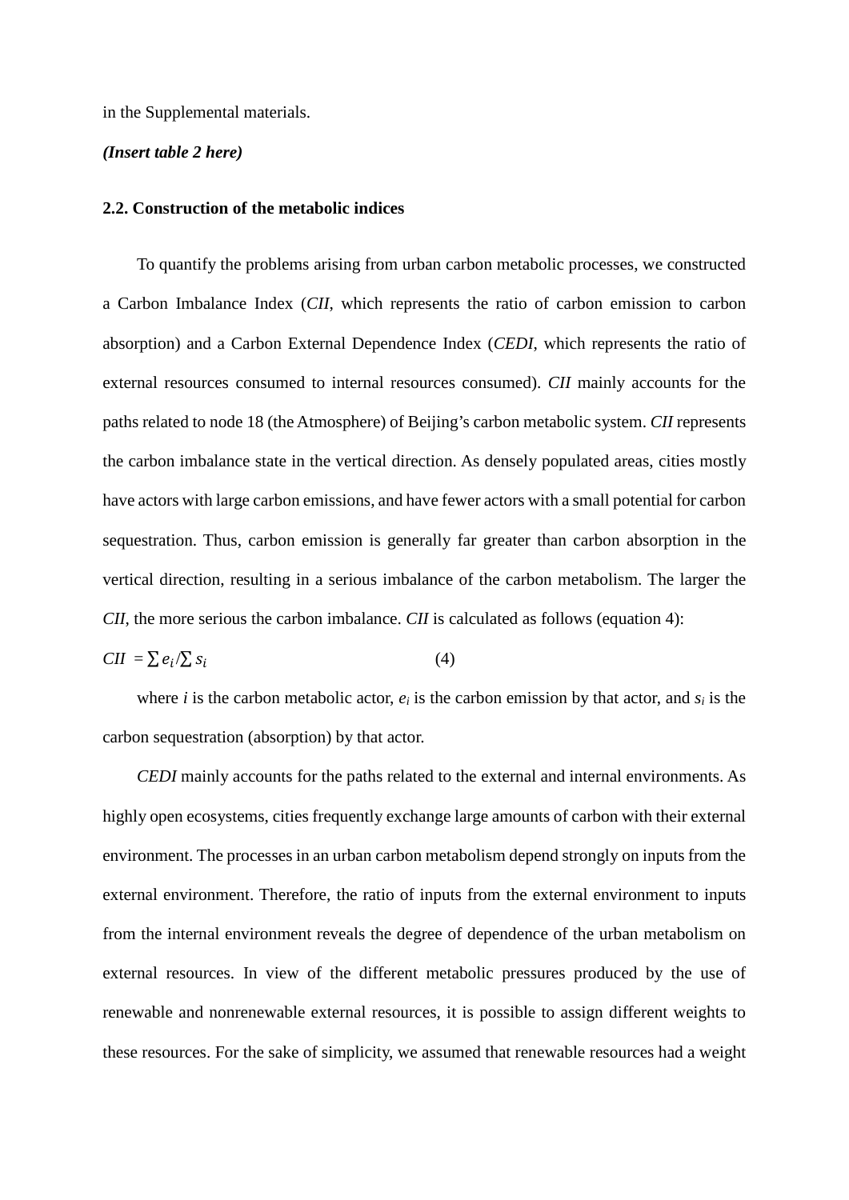in the Supplemental materials.

***(Insert table 2 here)***

## 2.2. Construction of the metabolic indices

To quantify the problems arising from urban carbon metabolic processes, we constructed a Carbon Imbalance Index (*CII*, which represents the ratio of carbon emission to carbon absorption) and a Carbon External Dependence Index (*CEDI*, which represents the ratio of external resources consumed to internal resources consumed). *CII* mainly accounts for the paths related to node 18 (the Atmosphere) of Beijing's carbon metabolic system. *CII* represents the carbon imbalance state in the vertical direction. As densely populated areas, cities mostly have actors with large carbon emissions, and have fewer actors with a small potential for carbon sequestration. Thus, carbon emission is generally far greater than carbon absorption in the vertical direction, resulting in a serious imbalance of the carbon metabolism. The larger the *CII*, the more serious the carbon imbalance. *CII* is calculated as follows (equation 4):

$$CII = \sum e_i / \sum s_i \tag{4}$$

where $i$ is the carbon metabolic actor, $e_i$ is the carbon emission by that actor, and $s_i$ is the carbon sequestration (absorption) by that actor.

*CEDI* mainly accounts for the paths related to the external and internal environments. As highly open ecosystems, cities frequently exchange large amounts of carbon with their external environment. The processes in an urban carbon metabolism depend strongly on inputs from the external environment. Therefore, the ratio of inputs from the external environment to inputs from the internal environment reveals the degree of dependence of the urban metabolism on external resources. In view of the different metabolic pressures produced by the use of renewable and nonrenewable external resources, it is possible to assign different weights to these resources. For the sake of simplicity, we assumed that renewable resources had a weight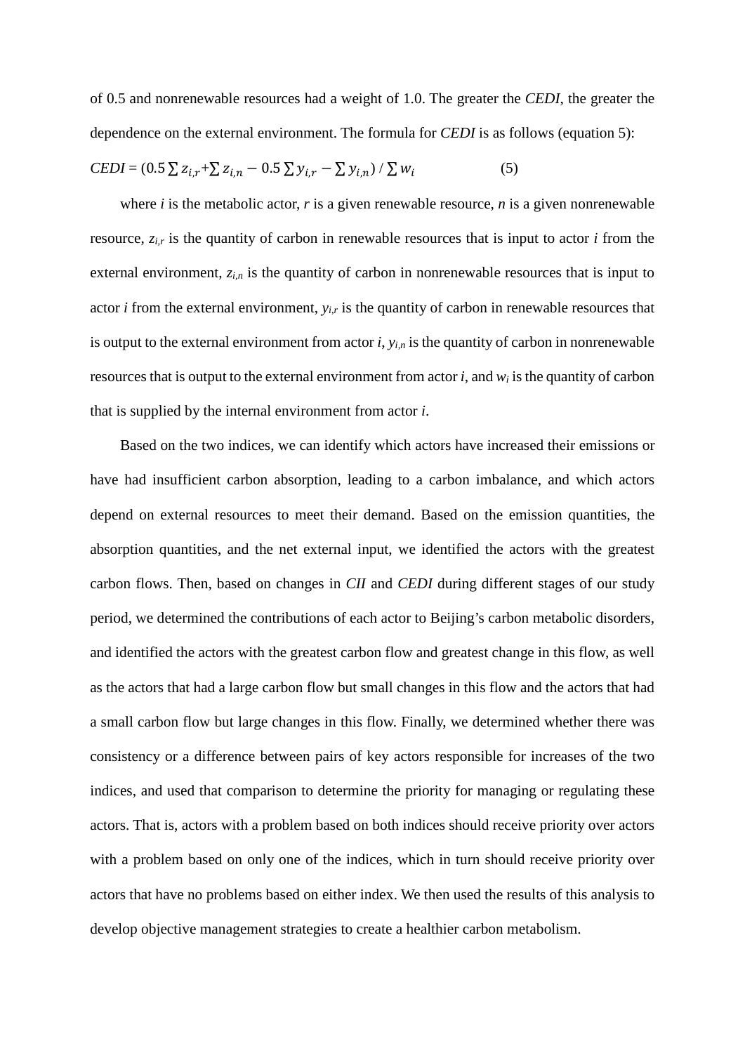of 0.5 and nonrenewable resources had a weight of 1.0. The greater the *CEDI*, the greater the dependence on the external environment. The formula for *CEDI* is as follows (equation 5):

$$CEDI = (0.5\sum z_{i,r} + \sum z_{i,n} - 0.5\sum y_{i,r} - \sum y_{i,n}) / \sum w_i \qquad (5)$$

where $i$ is the metabolic actor, $r$ is a given renewable resource, $n$ is a given nonrenewable resource, $z_{i,r}$ is the quantity of carbon in renewable resources that is input to actor $i$ from the external environment, $z_{i,n}$ is the quantity of carbon in nonrenewable resources that is input to actor $i$ from the external environment, $y_{i,r}$ is the quantity of carbon in renewable resources that is output to the external environment from actor $i$, $y_{i,n}$ is the quantity of carbon in nonrenewable resources that is output to the external environment from actor $i$, and $w_i$ is the quantity of carbon that is supplied by the internal environment from actor $i$.

Based on the two indices, we can identify which actors have increased their emissions or have had insufficient carbon absorption, leading to a carbon imbalance, and which actors depend on external resources to meet their demand. Based on the emission quantities, the absorption quantities, and the net external input, we identified the actors with the greatest carbon flows. Then, based on changes in *CII* and *CEDI* during different stages of our study period, we determined the contributions of each actor to Beijing's carbon metabolic disorders, and identified the actors with the greatest carbon flow and greatest change in this flow, as well as the actors that had a large carbon flow but small changes in this flow and the actors that had a small carbon flow but large changes in this flow. Finally, we determined whether there was consistency or a difference between pairs of key actors responsible for increases of the two indices, and used that comparison to determine the priority for managing or regulating these actors. That is, actors with a problem based on both indices should receive priority over actors with a problem based on only one of the indices, which in turn should receive priority over actors that have no problems based on either index. We then used the results of this analysis to develop objective management strategies to create a healthier carbon metabolism.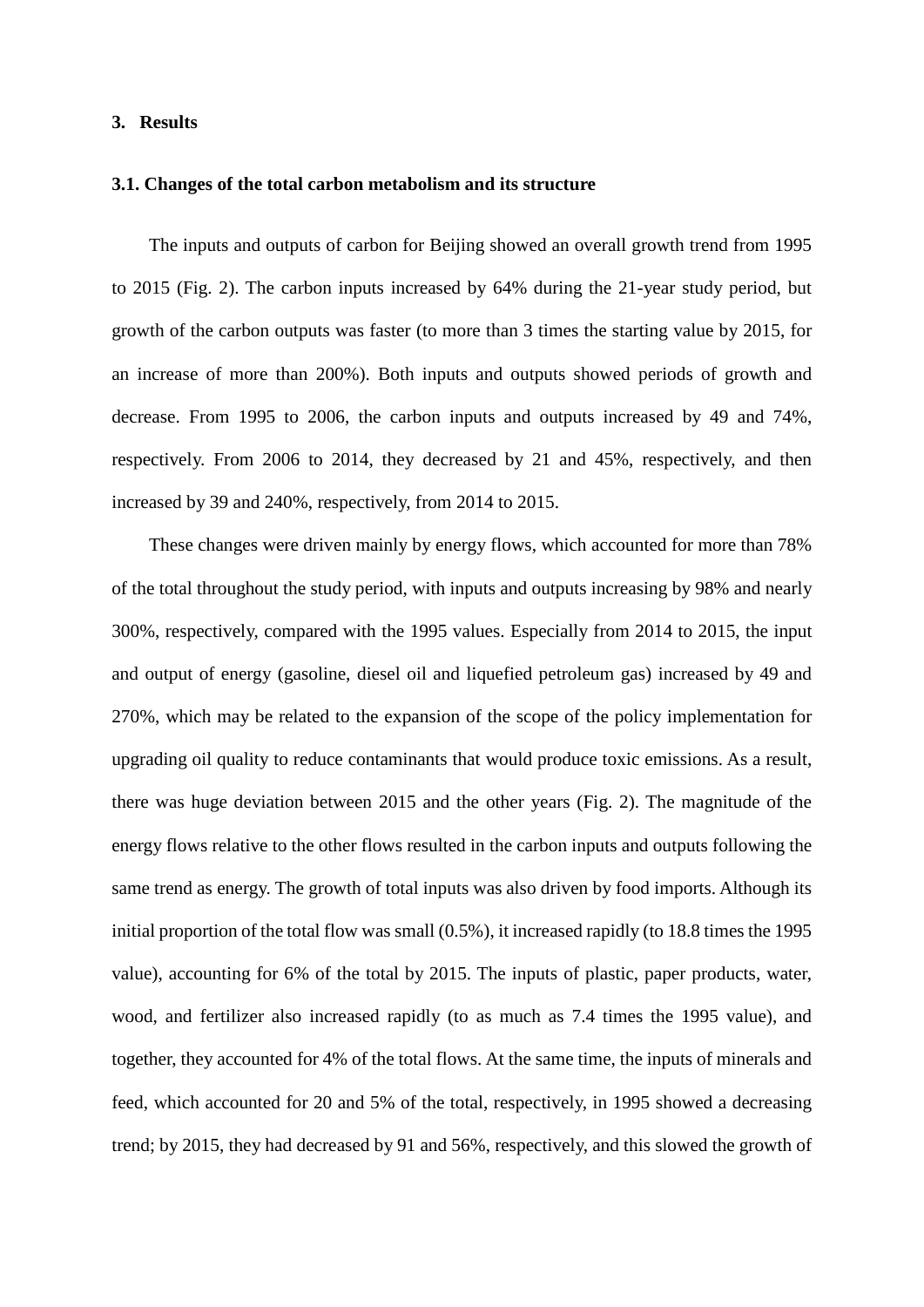# 3. Results

## 3.1. Changes of the total carbon metabolism and its structure

The inputs and outputs of carbon for Beijing showed an overall growth trend from 1995 to 2015 (Fig. 2). The carbon inputs increased by 64% during the 21-year study period, but growth of the carbon outputs was faster (to more than 3 times the starting value by 2015, for an increase of more than 200%). Both inputs and outputs showed periods of growth and decrease. From 1995 to 2006, the carbon inputs and outputs increased by 49 and 74%, respectively. From 2006 to 2014, they decreased by 21 and 45%, respectively, and then increased by 39 and 240%, respectively, from 2014 to 2015.

These changes were driven mainly by energy flows, which accounted for more than 78% of the total throughout the study period, with inputs and outputs increasing by 98% and nearly 300%, respectively, compared with the 1995 values. Especially from 2014 to 2015, the input and output of energy (gasoline, diesel oil and liquefied petroleum gas) increased by 49 and 270%, which may be related to the expansion of the scope of the policy implementation for upgrading oil quality to reduce contaminants that would produce toxic emissions. As a result, there was huge deviation between 2015 and the other years (Fig. 2). The magnitude of the energy flows relative to the other flows resulted in the carbon inputs and outputs following the same trend as energy. The growth of total inputs was also driven by food imports. Although its initial proportion of the total flow was small (0.5%), it increased rapidly (to 18.8 times the 1995 value), accounting for 6% of the total by 2015. The inputs of plastic, paper products, water, wood, and fertilizer also increased rapidly (to as much as 7.4 times the 1995 value), and together, they accounted for 4% of the total flows. At the same time, the inputs of minerals and feed, which accounted for 20 and 5% of the total, respectively, in 1995 showed a decreasing trend; by 2015, they had decreased by 91 and 56%, respectively, and this slowed the growth of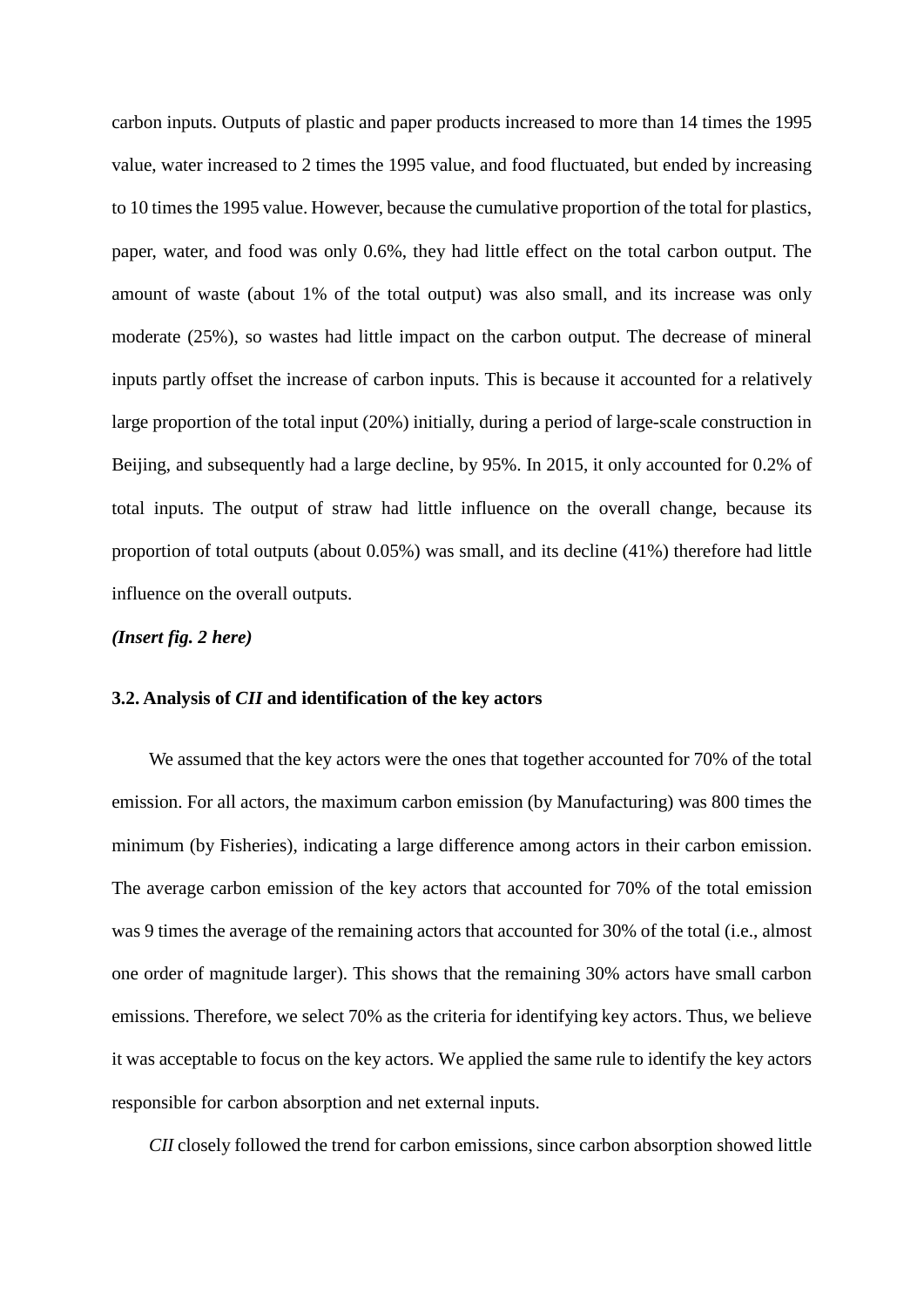carbon inputs. Outputs of plastic and paper products increased to more than 14 times the 1995 value, water increased to 2 times the 1995 value, and food fluctuated, but ended by increasing to 10 times the 1995 value. However, because the cumulative proportion of the total for plastics, paper, water, and food was only 0.6%, they had little effect on the total carbon output. The amount of waste (about 1% of the total output) was also small, and its increase was only moderate (25%), so wastes had little impact on the carbon output. The decrease of mineral inputs partly offset the increase of carbon inputs. This is because it accounted for a relatively large proportion of the total input (20%) initially, during a period of large-scale construction in Beijing, and subsequently had a large decline, by 95%. In 2015, it only accounted for 0.2% of total inputs. The output of straw had little influence on the overall change, because its proportion of total outputs (about 0.05%) was small, and its decline (41%) therefore had little influence on the overall outputs.

***(Insert fig. 2 here)***

### 3.2. Analysis of *CII* and identification of the key actors

We assumed that the key actors were the ones that together accounted for 70% of the total emission. For all actors, the maximum carbon emission (by Manufacturing) was 800 times the minimum (by Fisheries), indicating a large difference among actors in their carbon emission. The average carbon emission of the key actors that accounted for 70% of the total emission was 9 times the average of the remaining actors that accounted for 30% of the total (i.e., almost one order of magnitude larger). This shows that the remaining 30% actors have small carbon emissions. Therefore, we select 70% as the criteria for identifying key actors. Thus, we believe it was acceptable to focus on the key actors. We applied the same rule to identify the key actors responsible for carbon absorption and net external inputs.

*CII* closely followed the trend for carbon emissions, since carbon absorption showed little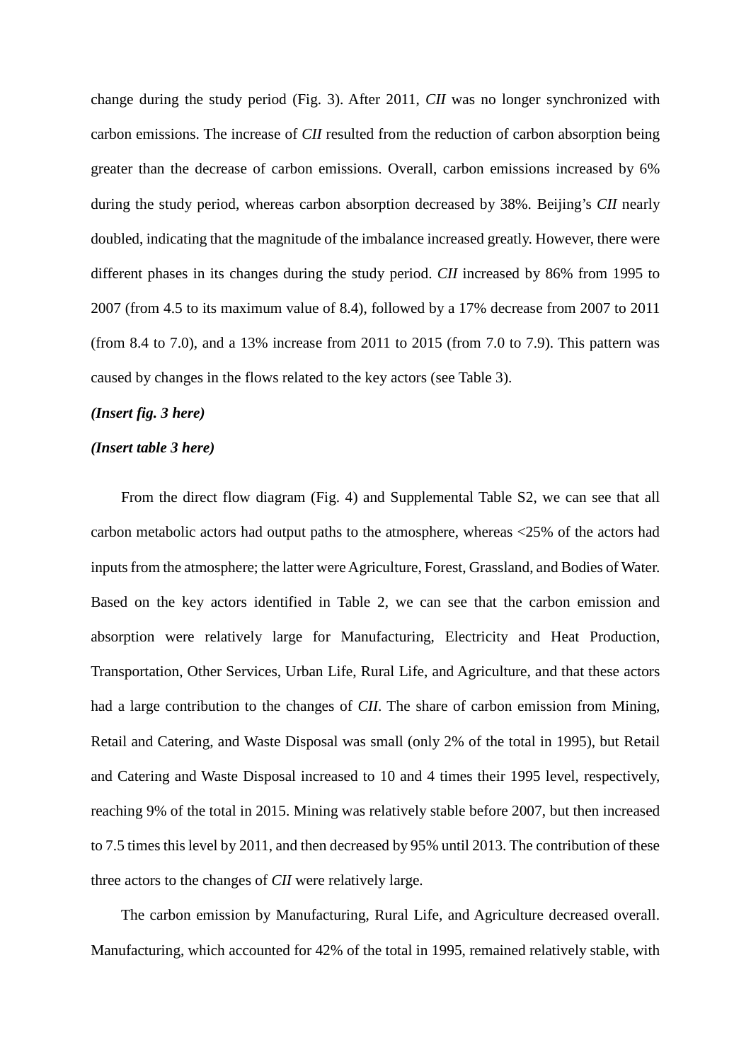change during the study period (Fig. 3). After 2011, *CII* was no longer synchronized with carbon emissions. The increase of *CII* resulted from the reduction of carbon absorption being greater than the decrease of carbon emissions. Overall, carbon emissions increased by 6% during the study period, whereas carbon absorption decreased by 38%. Beijing's *CII* nearly doubled, indicating that the magnitude of the imbalance increased greatly. However, there were different phases in its changes during the study period. *CII* increased by 86% from 1995 to 2007 (from 4.5 to its maximum value of 8.4), followed by a 17% decrease from 2007 to 2011 (from 8.4 to 7.0), and a 13% increase from 2011 to 2015 (from 7.0 to 7.9). This pattern was caused by changes in the flows related to the key actors (see Table 3).

***(Insert fig. 3 here)***

***(Insert table 3 here)***

From the direct flow diagram (Fig. 4) and Supplemental Table S2, we can see that all carbon metabolic actors had output paths to the atmosphere, whereas <25% of the actors had inputs from the atmosphere; the latter were Agriculture, Forest, Grassland, and Bodies of Water. Based on the key actors identified in Table 2, we can see that the carbon emission and absorption were relatively large for Manufacturing, Electricity and Heat Production, Transportation, Other Services, Urban Life, Rural Life, and Agriculture, and that these actors had a large contribution to the changes of *CII*. The share of carbon emission from Mining, Retail and Catering, and Waste Disposal was small (only 2% of the total in 1995), but Retail and Catering and Waste Disposal increased to 10 and 4 times their 1995 level, respectively, reaching 9% of the total in 2015. Mining was relatively stable before 2007, but then increased to 7.5 times this level by 2011, and then decreased by 95% until 2013. The contribution of these three actors to the changes of *CII* were relatively large.

The carbon emission by Manufacturing, Rural Life, and Agriculture decreased overall. Manufacturing, which accounted for 42% of the total in 1995, remained relatively stable, with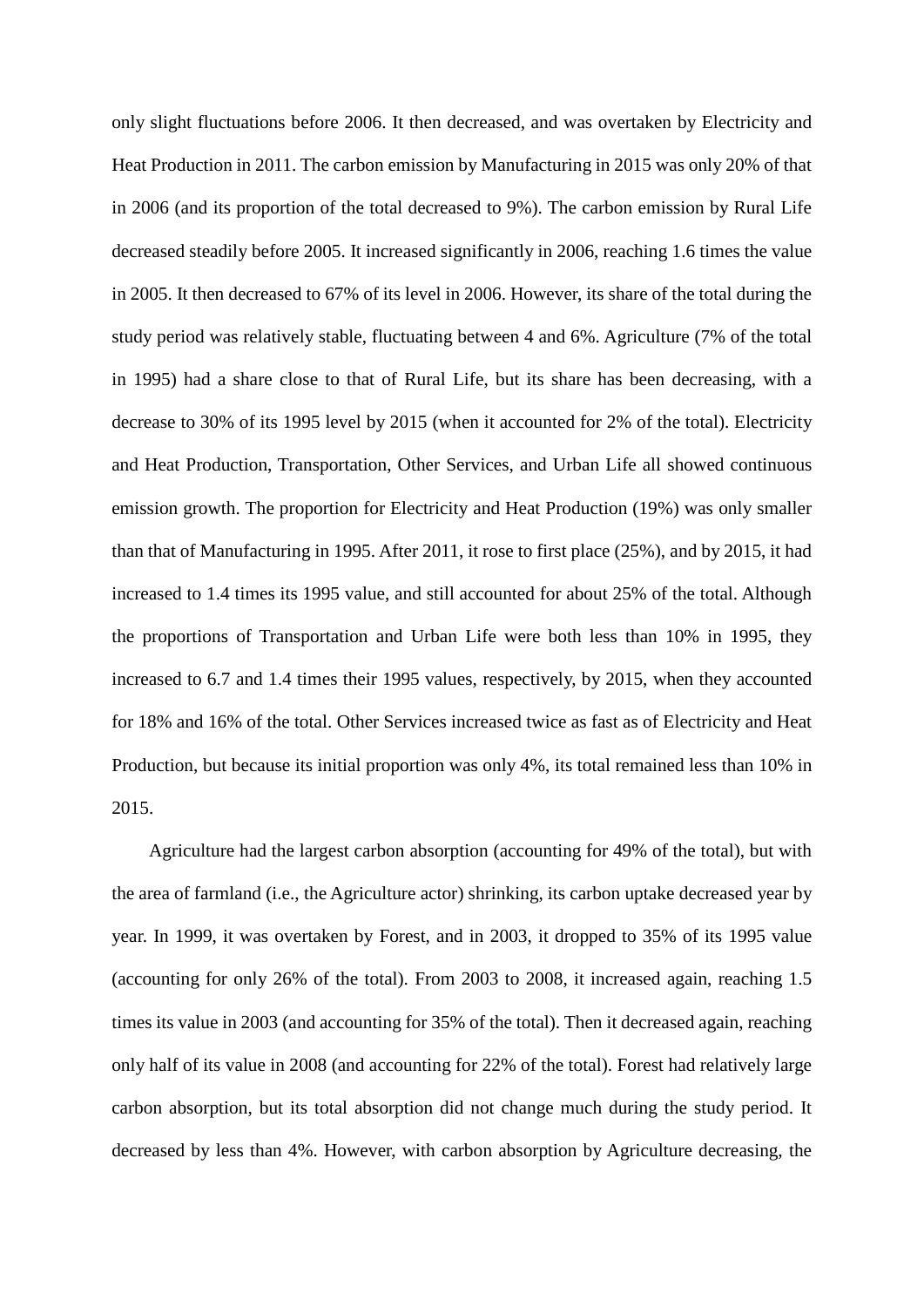only slight fluctuations before 2006. It then decreased, and was overtaken by Electricity and Heat Production in 2011. The carbon emission by Manufacturing in 2015 was only 20% of that in 2006 (and its proportion of the total decreased to 9%). The carbon emission by Rural Life decreased steadily before 2005. It increased significantly in 2006, reaching 1.6 times the value in 2005. It then decreased to 67% of its level in 2006. However, its share of the total during the study period was relatively stable, fluctuating between 4 and 6%. Agriculture (7% of the total in 1995) had a share close to that of Rural Life, but its share has been decreasing, with a decrease to 30% of its 1995 level by 2015 (when it accounted for 2% of the total). Electricity and Heat Production, Transportation, Other Services, and Urban Life all showed continuous emission growth. The proportion for Electricity and Heat Production (19%) was only smaller than that of Manufacturing in 1995. After 2011, it rose to first place (25%), and by 2015, it had increased to 1.4 times its 1995 value, and still accounted for about 25% of the total. Although the proportions of Transportation and Urban Life were both less than 10% in 1995, they increased to 6.7 and 1.4 times their 1995 values, respectively, by 2015, when they accounted for 18% and 16% of the total. Other Services increased twice as fast as of Electricity and Heat Production, but because its initial proportion was only 4%, its total remained less than 10% in 2015.

Agriculture had the largest carbon absorption (accounting for 49% of the total), but with the area of farmland (i.e., the Agriculture actor) shrinking, its carbon uptake decreased year by year. In 1999, it was overtaken by Forest, and in 2003, it dropped to 35% of its 1995 value (accounting for only 26% of the total). From 2003 to 2008, it increased again, reaching 1.5 times its value in 2003 (and accounting for 35% of the total). Then it decreased again, reaching only half of its value in 2008 (and accounting for 22% of the total). Forest had relatively large carbon absorption, but its total absorption did not change much during the study period. It decreased by less than 4%. However, with carbon absorption by Agriculture decreasing, the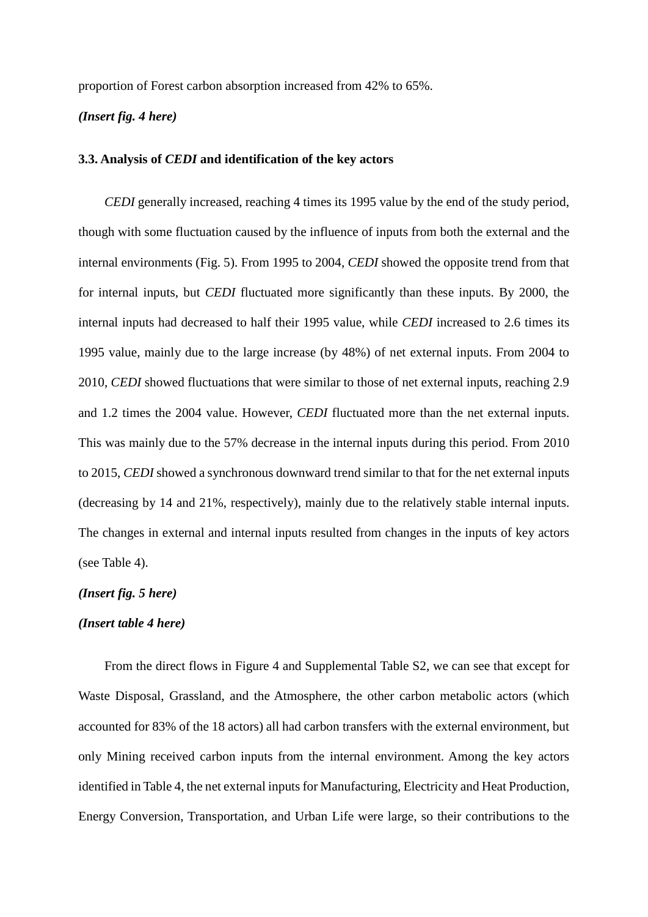proportion of Forest carbon absorption increased from 42% to 65%.

***(Insert fig. 4 here)***

### 3.3. Analysis of *CEDI* and identification of the key actors

*CEDI* generally increased, reaching 4 times its 1995 value by the end of the study period, though with some fluctuation caused by the influence of inputs from both the external and the internal environments (Fig. 5). From 1995 to 2004, *CEDI* showed the opposite trend from that for internal inputs, but *CEDI* fluctuated more significantly than these inputs. By 2000, the internal inputs had decreased to half their 1995 value, while *CEDI* increased to 2.6 times its 1995 value, mainly due to the large increase (by 48%) of net external inputs. From 2004 to 2010, *CEDI* showed fluctuations that were similar to those of net external inputs, reaching 2.9 and 1.2 times the 2004 value. However, *CEDI* fluctuated more than the net external inputs. This was mainly due to the 57% decrease in the internal inputs during this period. From 2010 to 2015, *CEDI* showed a synchronous downward trend similar to that for the net external inputs (decreasing by 14 and 21%, respectively), mainly due to the relatively stable internal inputs. The changes in external and internal inputs resulted from changes in the inputs of key actors (see Table 4).

***(Insert fig. 5 here)***

***(Insert table 4 here)***

From the direct flows in Figure 4 and Supplemental Table S2, we can see that except for Waste Disposal, Grassland, and the Atmosphere, the other carbon metabolic actors (which accounted for 83% of the 18 actors) all had carbon transfers with the external environment, but only Mining received carbon inputs from the internal environment. Among the key actors identified in Table 4, the net external inputs for Manufacturing, Electricity and Heat Production, Energy Conversion, Transportation, and Urban Life were large, so their contributions to the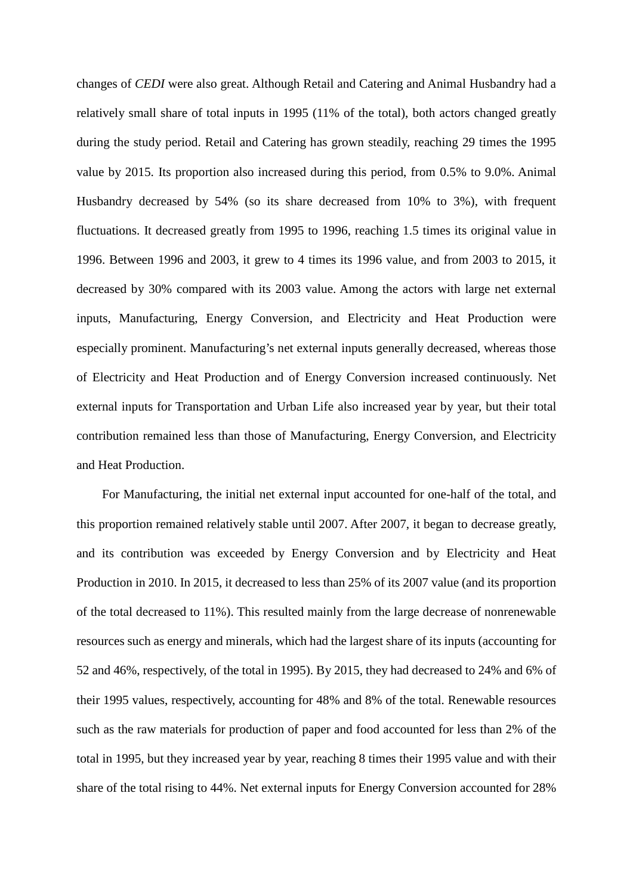changes of *CEDI* were also great. Although Retail and Catering and Animal Husbandry had a relatively small share of total inputs in 1995 (11% of the total), both actors changed greatly during the study period. Retail and Catering has grown steadily, reaching 29 times the 1995 value by 2015. Its proportion also increased during this period, from 0.5% to 9.0%. Animal Husbandry decreased by 54% (so its share decreased from 10% to 3%), with frequent fluctuations. It decreased greatly from 1995 to 1996, reaching 1.5 times its original value in 1996. Between 1996 and 2003, it grew to 4 times its 1996 value, and from 2003 to 2015, it decreased by 30% compared with its 2003 value. Among the actors with large net external inputs, Manufacturing, Energy Conversion, and Electricity and Heat Production were especially prominent. Manufacturing's net external inputs generally decreased, whereas those of Electricity and Heat Production and of Energy Conversion increased continuously. Net external inputs for Transportation and Urban Life also increased year by year, but their total contribution remained less than those of Manufacturing, Energy Conversion, and Electricity and Heat Production.

For Manufacturing, the initial net external input accounted for one-half of the total, and this proportion remained relatively stable until 2007. After 2007, it began to decrease greatly, and its contribution was exceeded by Energy Conversion and by Electricity and Heat Production in 2010. In 2015, it decreased to less than 25% of its 2007 value (and its proportion of the total decreased to 11%). This resulted mainly from the large decrease of nonrenewable resources such as energy and minerals, which had the largest share of its inputs (accounting for 52 and 46%, respectively, of the total in 1995). By 2015, they had decreased to 24% and 6% of their 1995 values, respectively, accounting for 48% and 8% of the total. Renewable resources such as the raw materials for production of paper and food accounted for less than 2% of the total in 1995, but they increased year by year, reaching 8 times their 1995 value and with their share of the total rising to 44%. Net external inputs for Energy Conversion accounted for 28%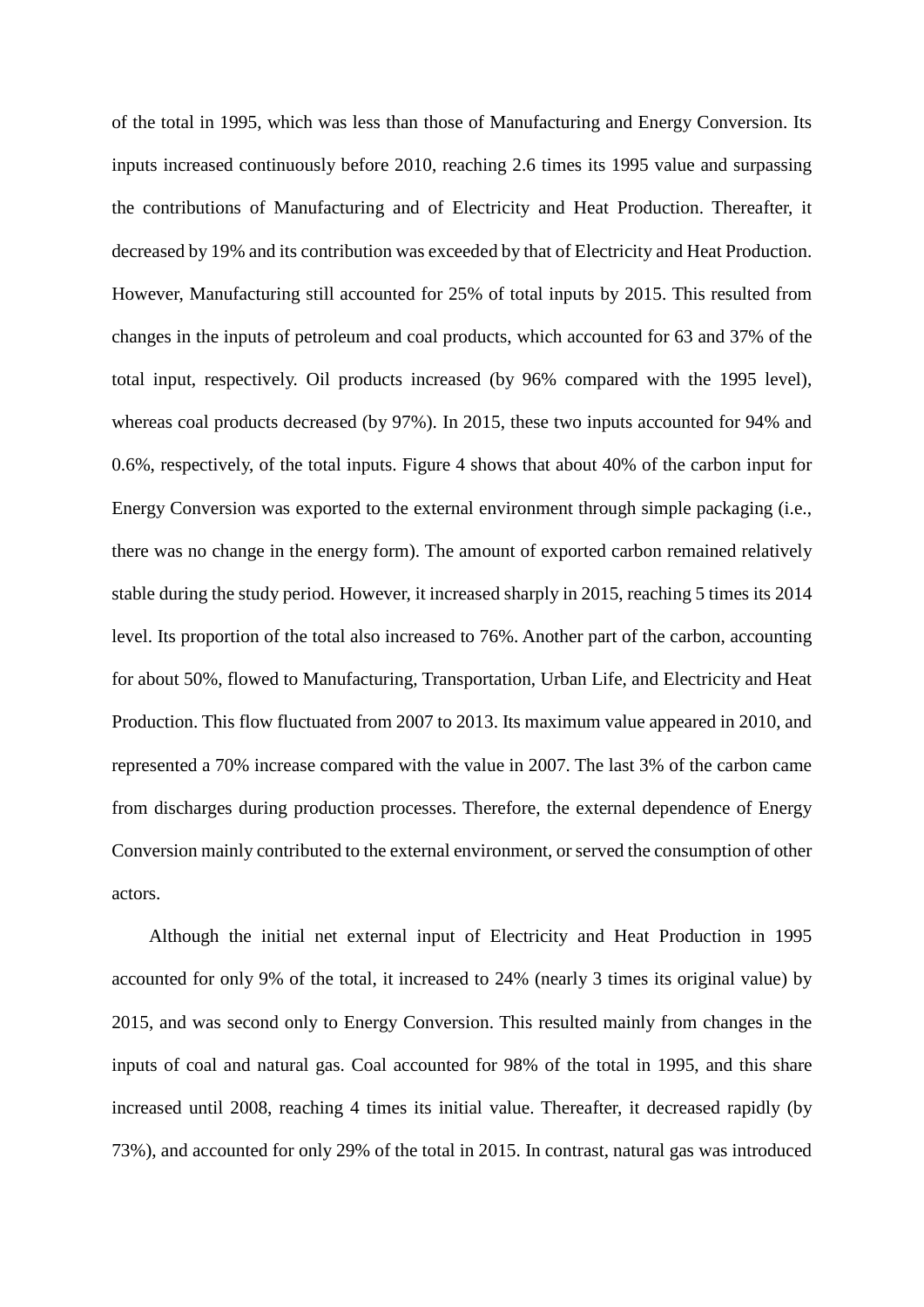of the total in 1995, which was less than those of Manufacturing and Energy Conversion. Its inputs increased continuously before 2010, reaching 2.6 times its 1995 value and surpassing the contributions of Manufacturing and of Electricity and Heat Production. Thereafter, it decreased by 19% and its contribution was exceeded by that of Electricity and Heat Production. However, Manufacturing still accounted for 25% of total inputs by 2015. This resulted from changes in the inputs of petroleum and coal products, which accounted for 63 and 37% of the total input, respectively. Oil products increased (by 96% compared with the 1995 level), whereas coal products decreased (by 97%). In 2015, these two inputs accounted for 94% and 0.6%, respectively, of the total inputs. Figure 4 shows that about 40% of the carbon input for Energy Conversion was exported to the external environment through simple packaging (i.e., there was no change in the energy form). The amount of exported carbon remained relatively stable during the study period. However, it increased sharply in 2015, reaching 5 times its 2014 level. Its proportion of the total also increased to 76%. Another part of the carbon, accounting for about 50%, flowed to Manufacturing, Transportation, Urban Life, and Electricity and Heat Production. This flow fluctuated from 2007 to 2013. Its maximum value appeared in 2010, and represented a 70% increase compared with the value in 2007. The last 3% of the carbon came from discharges during production processes. Therefore, the external dependence of Energy Conversion mainly contributed to the external environment, or served the consumption of other actors.

Although the initial net external input of Electricity and Heat Production in 1995 accounted for only 9% of the total, it increased to 24% (nearly 3 times its original value) by 2015, and was second only to Energy Conversion. This resulted mainly from changes in the inputs of coal and natural gas. Coal accounted for 98% of the total in 1995, and this share increased until 2008, reaching 4 times its initial value. Thereafter, it decreased rapidly (by 73%), and accounted for only 29% of the total in 2015. In contrast, natural gas was introduced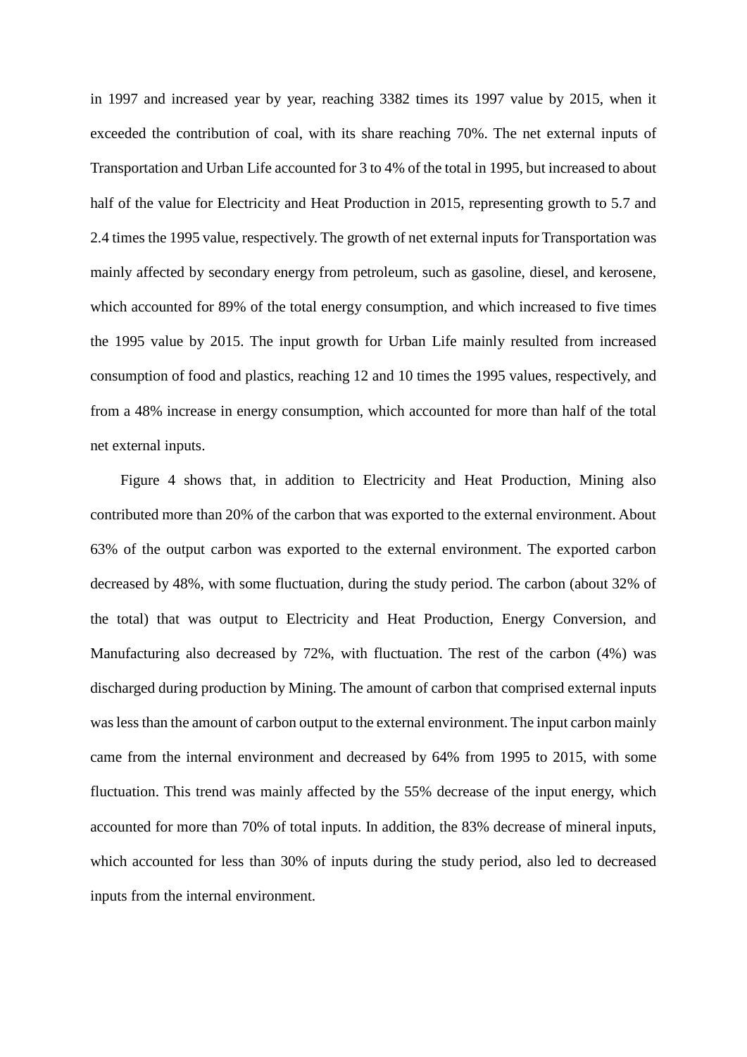in 1997 and increased year by year, reaching 3382 times its 1997 value by 2015, when it exceeded the contribution of coal, with its share reaching 70%. The net external inputs of Transportation and Urban Life accounted for 3 to 4% of the total in 1995, but increased to about half of the value for Electricity and Heat Production in 2015, representing growth to 5.7 and 2.4 times the 1995 value, respectively. The growth of net external inputs for Transportation was mainly affected by secondary energy from petroleum, such as gasoline, diesel, and kerosene, which accounted for 89% of the total energy consumption, and which increased to five times the 1995 value by 2015. The input growth for Urban Life mainly resulted from increased consumption of food and plastics, reaching 12 and 10 times the 1995 values, respectively, and from a 48% increase in energy consumption, which accounted for more than half of the total net external inputs.

Figure 4 shows that, in addition to Electricity and Heat Production, Mining also contributed more than 20% of the carbon that was exported to the external environment. About 63% of the output carbon was exported to the external environment. The exported carbon decreased by 48%, with some fluctuation, during the study period. The carbon (about 32% of the total) that was output to Electricity and Heat Production, Energy Conversion, and Manufacturing also decreased by 72%, with fluctuation. The rest of the carbon (4%) was discharged during production by Mining. The amount of carbon that comprised external inputs was less than the amount of carbon output to the external environment. The input carbon mainly came from the internal environment and decreased by 64% from 1995 to 2015, with some fluctuation. This trend was mainly affected by the 55% decrease of the input energy, which accounted for more than 70% of total inputs. In addition, the 83% decrease of mineral inputs, which accounted for less than 30% of inputs during the study period, also led to decreased inputs from the internal environment.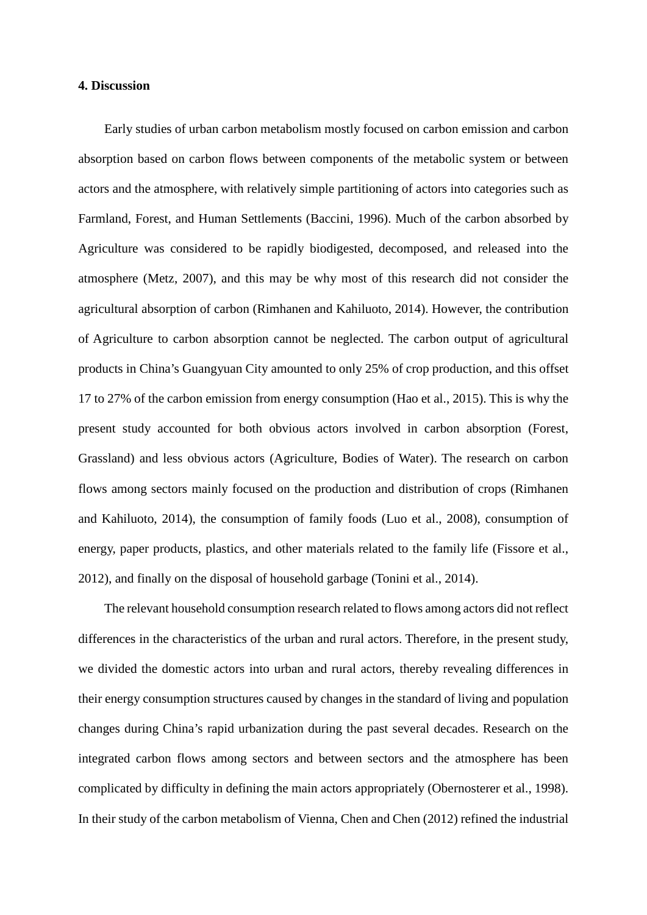**4. Discussion**

Early studies of urban carbon metabolism mostly focused on carbon emission and carbon absorption based on carbon flows between components of the metabolic system or between actors and the atmosphere, with relatively simple partitioning of actors into categories such as Farmland, Forest, and Human Settlements (Baccini, 1996). Much of the carbon absorbed by Agriculture was considered to be rapidly biodigested, decomposed, and released into the atmosphere (Metz, 2007), and this may be why most of this research did not consider the agricultural absorption of carbon (Rimhanen and Kahiluoto, 2014). However, the contribution of Agriculture to carbon absorption cannot be neglected. The carbon output of agricultural products in China's Guangyuan City amounted to only 25% of crop production, and this offset 17 to 27% of the carbon emission from energy consumption (Hao et al., 2015). This is why the present study accounted for both obvious actors involved in carbon absorption (Forest, Grassland) and less obvious actors (Agriculture, Bodies of Water). The research on carbon flows among sectors mainly focused on the production and distribution of crops (Rimhanen and Kahiluoto, 2014), the consumption of family foods (Luo et al., 2008), consumption of energy, paper products, plastics, and other materials related to the family life (Fissore et al., 2012), and finally on the disposal of household garbage (Tonini et al., 2014).

The relevant household consumption research related to flows among actors did not reflect differences in the characteristics of the urban and rural actors. Therefore, in the present study, we divided the domestic actors into urban and rural actors, thereby revealing differences in their energy consumption structures caused by changes in the standard of living and population changes during China's rapid urbanization during the past several decades. Research on the integrated carbon flows among sectors and between sectors and the atmosphere has been complicated by difficulty in defining the main actors appropriately (Obernosterer et al., 1998). In their study of the carbon metabolism of Vienna, Chen and Chen (2012) refined the industrial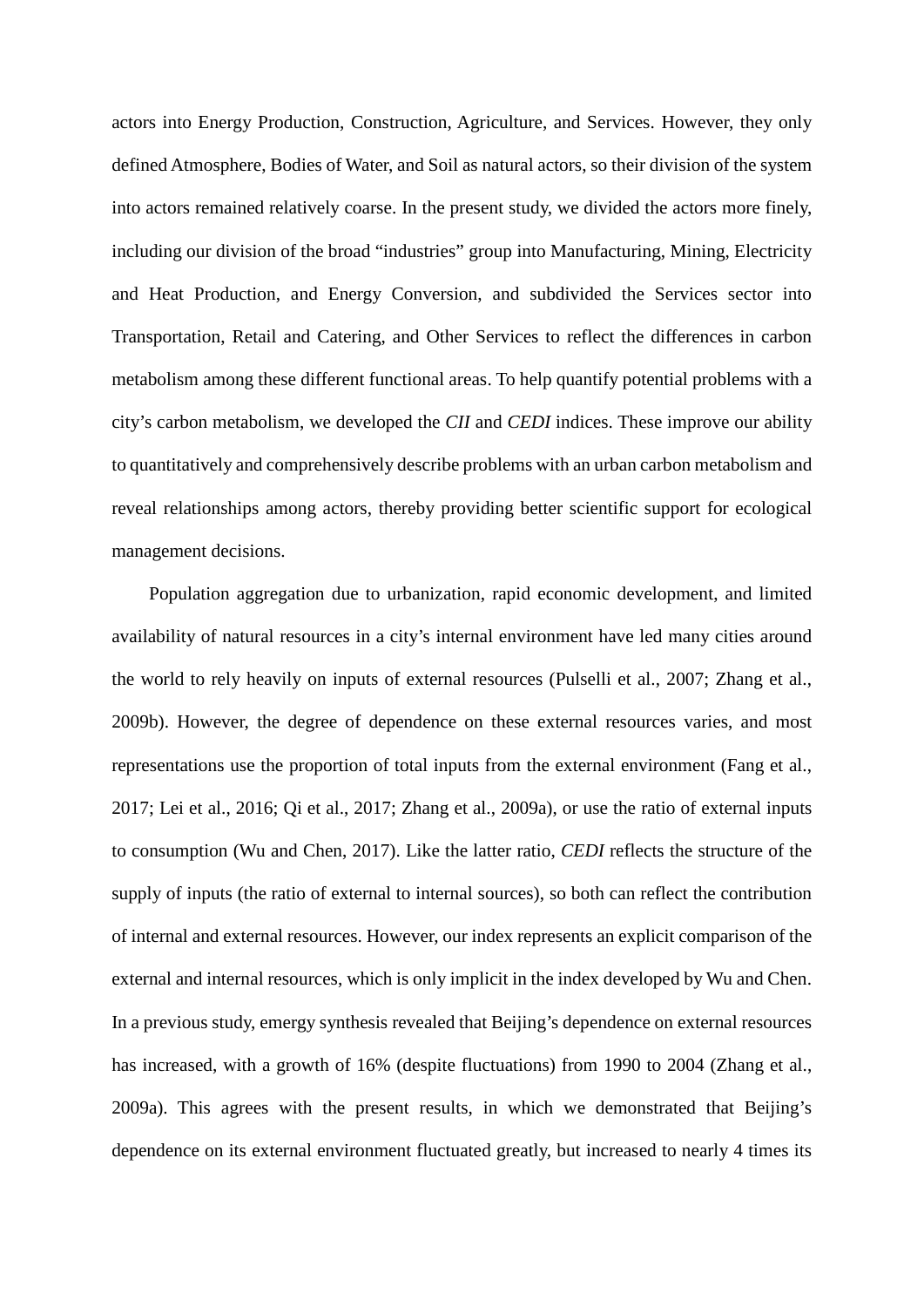actors into Energy Production, Construction, Agriculture, and Services. However, they only defined Atmosphere, Bodies of Water, and Soil as natural actors, so their division of the system into actors remained relatively coarse. In the present study, we divided the actors more finely, including our division of the broad "industries" group into Manufacturing, Mining, Electricity and Heat Production, and Energy Conversion, and subdivided the Services sector into Transportation, Retail and Catering, and Other Services to reflect the differences in carbon metabolism among these different functional areas. To help quantify potential problems with a city's carbon metabolism, we developed the *CII* and *CEDI* indices. These improve our ability to quantitatively and comprehensively describe problems with an urban carbon metabolism and reveal relationships among actors, thereby providing better scientific support for ecological management decisions.

Population aggregation due to urbanization, rapid economic development, and limited availability of natural resources in a city's internal environment have led many cities around the world to rely heavily on inputs of external resources (Pulselli et al., 2007; Zhang et al., 2009b). However, the degree of dependence on these external resources varies, and most representations use the proportion of total inputs from the external environment (Fang et al., 2017; Lei et al., 2016; Qi et al., 2017; Zhang et al., 2009a), or use the ratio of external inputs to consumption (Wu and Chen, 2017). Like the latter ratio, *CEDI* reflects the structure of the supply of inputs (the ratio of external to internal sources), so both can reflect the contribution of internal and external resources. However, our index represents an explicit comparison of the external and internal resources, which is only implicit in the index developed by Wu and Chen. In a previous study, emergy synthesis revealed that Beijing's dependence on external resources has increased, with a growth of 16% (despite fluctuations) from 1990 to 2004 (Zhang et al., 2009a). This agrees with the present results, in which we demonstrated that Beijing's dependence on its external environment fluctuated greatly, but increased to nearly 4 times its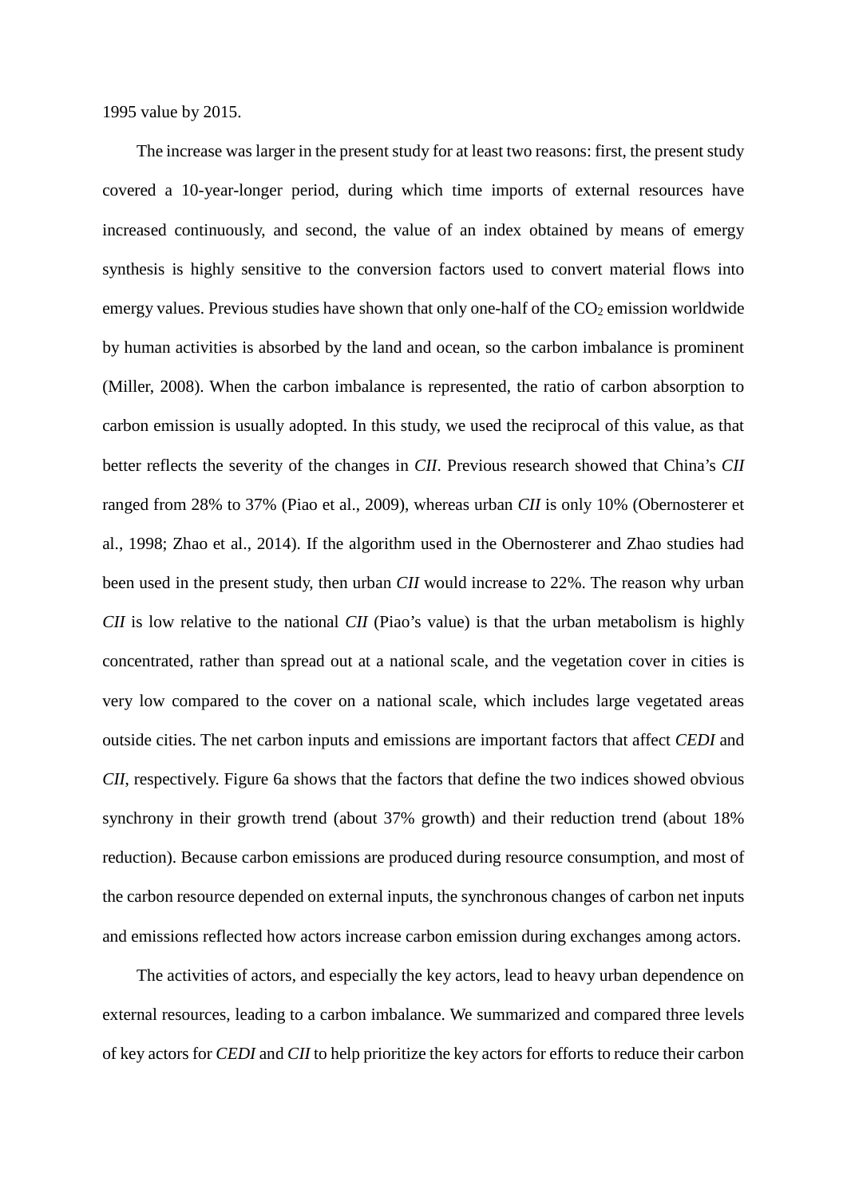1995 value by 2015.

The increase was larger in the present study for at least two reasons: first, the present study covered a 10-year-longer period, during which time imports of external resources have increased continuously, and second, the value of an index obtained by means of emergy synthesis is highly sensitive to the conversion factors used to convert material flows into emergy values. Previous studies have shown that only one-half of the $CO_2$ emission worldwide by human activities is absorbed by the land and ocean, so the carbon imbalance is prominent (Miller, 2008). When the carbon imbalance is represented, the ratio of carbon absorption to carbon emission is usually adopted. In this study, we used the reciprocal of this value, as that better reflects the severity of the changes in *CII*. Previous research showed that China's *CII* ranged from 28% to 37% (Piao et al., 2009), whereas urban *CII* is only 10% (Obernosterer et al., 1998; Zhao et al., 2014). If the algorithm used in the Obernosterer and Zhao studies had been used in the present study, then urban *CII* would increase to 22%. The reason why urban *CII* is low relative to the national *CII* (Piao's value) is that the urban metabolism is highly concentrated, rather than spread out at a national scale, and the vegetation cover in cities is very low compared to the cover on a national scale, which includes large vegetated areas outside cities. The net carbon inputs and emissions are important factors that affect *CEDI* and *CII*, respectively. Figure 6a shows that the factors that define the two indices showed obvious synchrony in their growth trend (about 37% growth) and their reduction trend (about 18% reduction). Because carbon emissions are produced during resource consumption, and most of the carbon resource depended on external inputs, the synchronous changes of carbon net inputs and emissions reflected how actors increase carbon emission during exchanges among actors.

The activities of actors, and especially the key actors, lead to heavy urban dependence on external resources, leading to a carbon imbalance. We summarized and compared three levels of key actors for *CEDI* and *CII* to help prioritize the key actors for efforts to reduce their carbon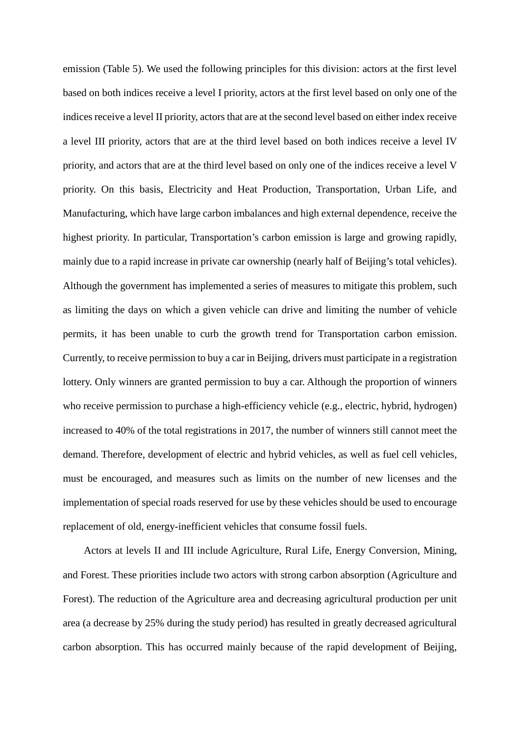emission (Table 5). We used the following principles for this division: actors at the first level based on both indices receive a level I priority, actors at the first level based on only one of the indices receive a level II priority, actors that are at the second level based on either index receive a level III priority, actors that are at the third level based on both indices receive a level IV priority, and actors that are at the third level based on only one of the indices receive a level V priority. On this basis, Electricity and Heat Production, Transportation, Urban Life, and Manufacturing, which have large carbon imbalances and high external dependence, receive the highest priority. In particular, Transportation's carbon emission is large and growing rapidly, mainly due to a rapid increase in private car ownership (nearly half of Beijing's total vehicles). Although the government has implemented a series of measures to mitigate this problem, such as limiting the days on which a given vehicle can drive and limiting the number of vehicle permits, it has been unable to curb the growth trend for Transportation carbon emission. Currently, to receive permission to buy a car in Beijing, drivers must participate in a registration lottery. Only winners are granted permission to buy a car. Although the proportion of winners who receive permission to purchase a high-efficiency vehicle (e.g., electric, hybrid, hydrogen) increased to 40% of the total registrations in 2017, the number of winners still cannot meet the demand. Therefore, development of electric and hybrid vehicles, as well as fuel cell vehicles, must be encouraged, and measures such as limits on the number of new licenses and the implementation of special roads reserved for use by these vehicles should be used to encourage replacement of old, energy-inefficient vehicles that consume fossil fuels.

Actors at levels II and III include Agriculture, Rural Life, Energy Conversion, Mining, and Forest. These priorities include two actors with strong carbon absorption (Agriculture and Forest). The reduction of the Agriculture area and decreasing agricultural production per unit area (a decrease by 25% during the study period) has resulted in greatly decreased agricultural carbon absorption. This has occurred mainly because of the rapid development of Beijing,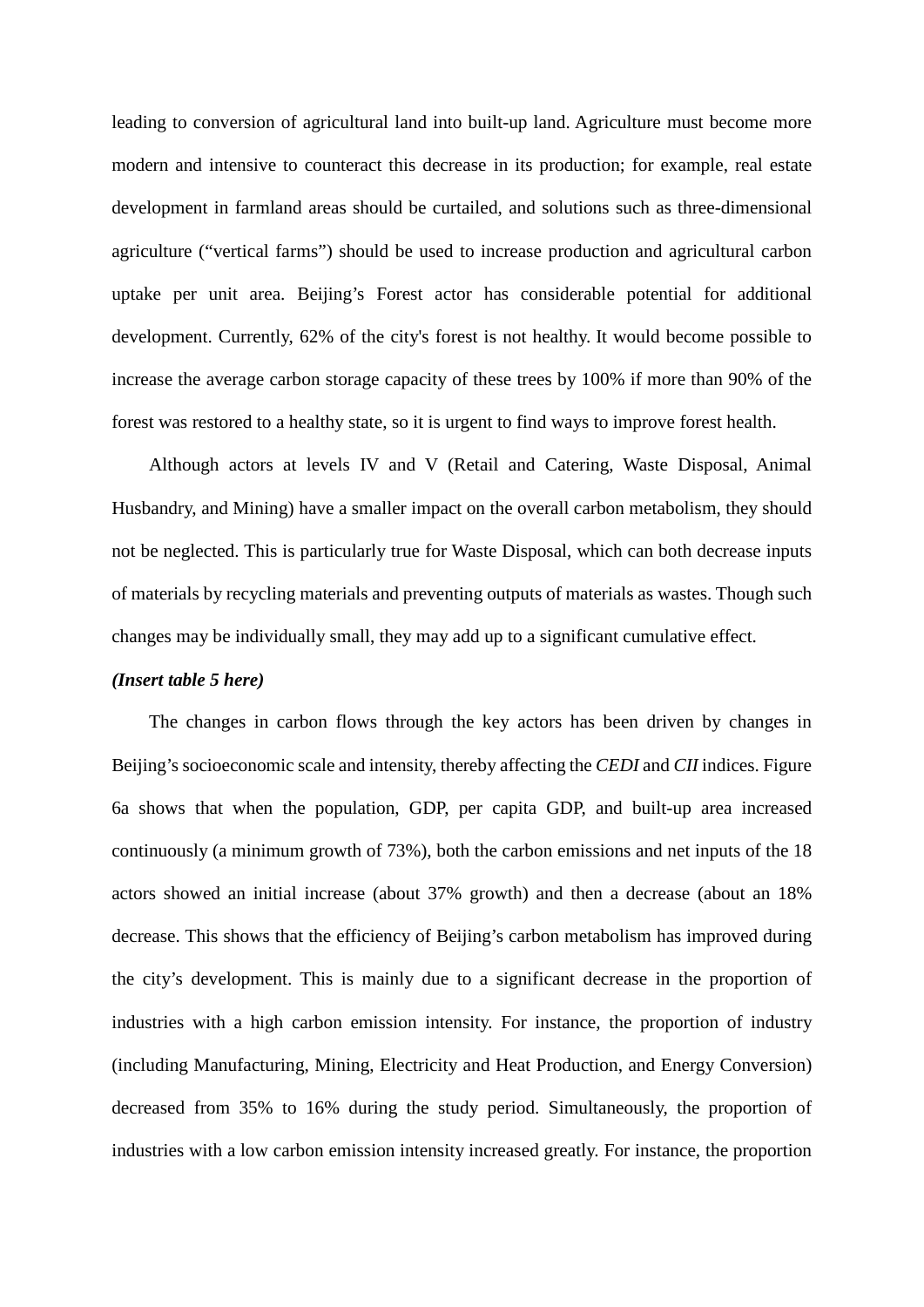leading to conversion of agricultural land into built-up land. Agriculture must become more modern and intensive to counteract this decrease in its production; for example, real estate development in farmland areas should be curtailed, and solutions such as three-dimensional agriculture ("vertical farms") should be used to increase production and agricultural carbon uptake per unit area. Beijing's Forest actor has considerable potential for additional development. Currently, 62% of the city's forest is not healthy. It would become possible to increase the average carbon storage capacity of these trees by 100% if more than 90% of the forest was restored to a healthy state, so it is urgent to find ways to improve forest health.

Although actors at levels IV and V (Retail and Catering, Waste Disposal, Animal Husbandry, and Mining) have a smaller impact on the overall carbon metabolism, they should not be neglected. This is particularly true for Waste Disposal, which can both decrease inputs of materials by recycling materials and preventing outputs of materials as wastes. Though such changes may be individually small, they may add up to a significant cumulative effect.

***(Insert table 5 here)***

The changes in carbon flows through the key actors has been driven by changes in Beijing's socioeconomic scale and intensity, thereby affecting the *CEDI* and *CII* indices. Figure 6a shows that when the population, GDP, per capita GDP, and built-up area increased continuously (a minimum growth of 73%), both the carbon emissions and net inputs of the 18 actors showed an initial increase (about 37% growth) and then a decrease (about an 18% decrease. This shows that the efficiency of Beijing's carbon metabolism has improved during the city's development. This is mainly due to a significant decrease in the proportion of industries with a high carbon emission intensity. For instance, the proportion of industry (including Manufacturing, Mining, Electricity and Heat Production, and Energy Conversion) decreased from 35% to 16% during the study period. Simultaneously, the proportion of industries with a low carbon emission intensity increased greatly. For instance, the proportion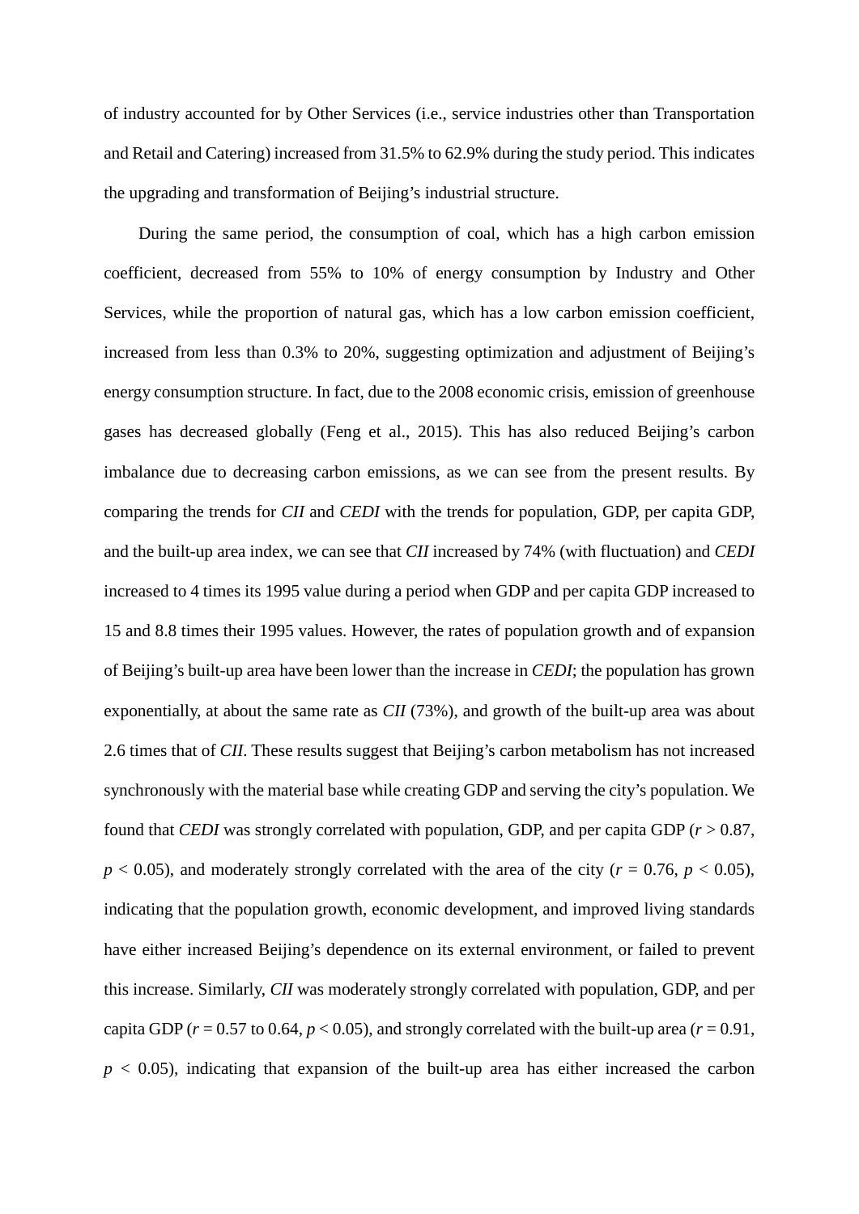of industry accounted for by Other Services (i.e., service industries other than Transportation and Retail and Catering) increased from 31.5% to 62.9% during the study period. This indicates the upgrading and transformation of Beijing's industrial structure.

During the same period, the consumption of coal, which has a high carbon emission coefficient, decreased from 55% to 10% of energy consumption by Industry and Other Services, while the proportion of natural gas, which has a low carbon emission coefficient, increased from less than 0.3% to 20%, suggesting optimization and adjustment of Beijing's energy consumption structure. In fact, due to the 2008 economic crisis, emission of greenhouse gases has decreased globally (Feng et al., 2015). This has also reduced Beijing's carbon imbalance due to decreasing carbon emissions, as we can see from the present results. By comparing the trends for *CII* and *CEDI* with the trends for population, GDP, per capita GDP, and the built-up area index, we can see that *CII* increased by 74% (with fluctuation) and *CEDI* increased to 4 times its 1995 value during a period when GDP and per capita GDP increased to 15 and 8.8 times their 1995 values. However, the rates of population growth and of expansion of Beijing's built-up area have been lower than the increase in *CEDI*; the population has grown exponentially, at about the same rate as *CII* (73%), and growth of the built-up area was about 2.6 times that of *CII*. These results suggest that Beijing's carbon metabolism has not increased synchronously with the material base while creating GDP and serving the city's population. We found that *CEDI* was strongly correlated with population, GDP, and per capita GDP ($r > 0.87$, $p < 0.05$), and moderately strongly correlated with the area of the city ($r = 0.76$, $p < 0.05$), indicating that the population growth, economic development, and improved living standards have either increased Beijing's dependence on its external environment, or failed to prevent this increase. Similarly, *CII* was moderately strongly correlated with population, GDP, and per capita GDP ($r = 0.57$ to $0.64$, $p < 0.05$), and strongly correlated with the built-up area ($r = 0.91$, $p < 0.05$), indicating that expansion of the built-up area has either increased the carbon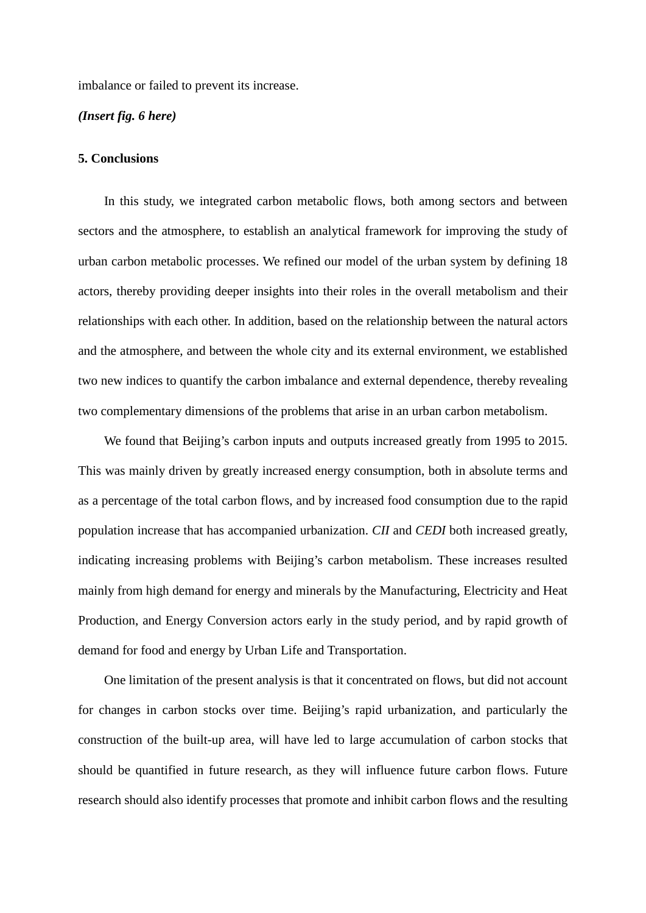imbalance or failed to prevent its increase.

***(Insert fig. 6 here)***

## 5. Conclusions

In this study, we integrated carbon metabolic flows, both among sectors and between sectors and the atmosphere, to establish an analytical framework for improving the study of urban carbon metabolic processes. We refined our model of the urban system by defining 18 actors, thereby providing deeper insights into their roles in the overall metabolism and their relationships with each other. In addition, based on the relationship between the natural actors and the atmosphere, and between the whole city and its external environment, we established two new indices to quantify the carbon imbalance and external dependence, thereby revealing two complementary dimensions of the problems that arise in an urban carbon metabolism.

We found that Beijing's carbon inputs and outputs increased greatly from 1995 to 2015. This was mainly driven by greatly increased energy consumption, both in absolute terms and as a percentage of the total carbon flows, and by increased food consumption due to the rapid population increase that has accompanied urbanization. *CII* and *CEDI* both increased greatly, indicating increasing problems with Beijing's carbon metabolism. These increases resulted mainly from high demand for energy and minerals by the Manufacturing, Electricity and Heat Production, and Energy Conversion actors early in the study period, and by rapid growth of demand for food and energy by Urban Life and Transportation.

One limitation of the present analysis is that it concentrated on flows, but did not account for changes in carbon stocks over time. Beijing's rapid urbanization, and particularly the construction of the built-up area, will have led to large accumulation of carbon stocks that should be quantified in future research, as they will influence future carbon flows. Future research should also identify processes that promote and inhibit carbon flows and the resulting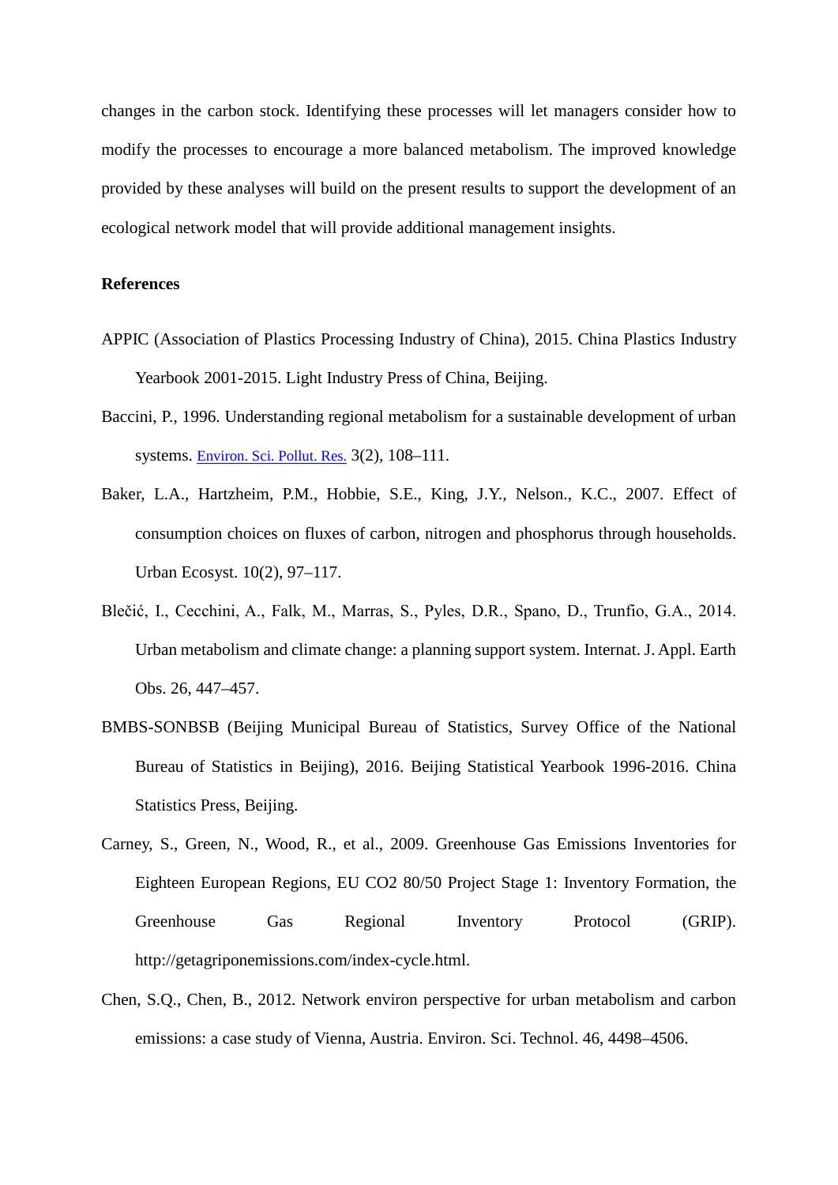changes in the carbon stock. Identifying these processes will let managers consider how to modify the processes to encourage a more balanced metabolism. The improved knowledge provided by these analyses will build on the present results to support the development of an ecological network model that will provide additional management insights.

**References**

APPIC (Association of Plastics Processing Industry of China), 2015. China Plastics Industry Yearbook 2001-2015. Light Industry Press of China, Beijing.

Baccini, P., 1996. Understanding regional metabolism for a sustainable development of urban systems. Environ. Sci. Pollut. Res. 3(2), 108–111.

Baker, L.A., Hartzheim, P.M., Hobbie, S.E., King, J.Y., Nelson., K.C., 2007. Effect of consumption choices on fluxes of carbon, nitrogen and phosphorus through households. Urban Ecosyst. 10(2), 97–117.

Blečić, I., Cecchini, A., Falk, M., Marras, S., Pyles, D.R., Spano, D., Trunfio, G.A., 2014. Urban metabolism and climate change: a planning support system. Internat. J. Appl. Earth Obs. 26, 447–457.

BMBS-SONBSB (Beijing Municipal Bureau of Statistics, Survey Office of the National Bureau of Statistics in Beijing), 2016. Beijing Statistical Yearbook 1996-2016. China Statistics Press, Beijing.

Carney, S., Green, N., Wood, R., et al., 2009. Greenhouse Gas Emissions Inventories for Eighteen European Regions, EU CO2 80/50 Project Stage 1: Inventory Formation, the Greenhouse Gas Regional Inventory Protocol (GRIP). http://getagriponemissions.com/index-cycle.html.

Chen, S.Q., Chen, B., 2012. Network environ perspective for urban metabolism and carbon emissions: a case study of Vienna, Austria. Environ. Sci. Technol. 46, 4498–4506.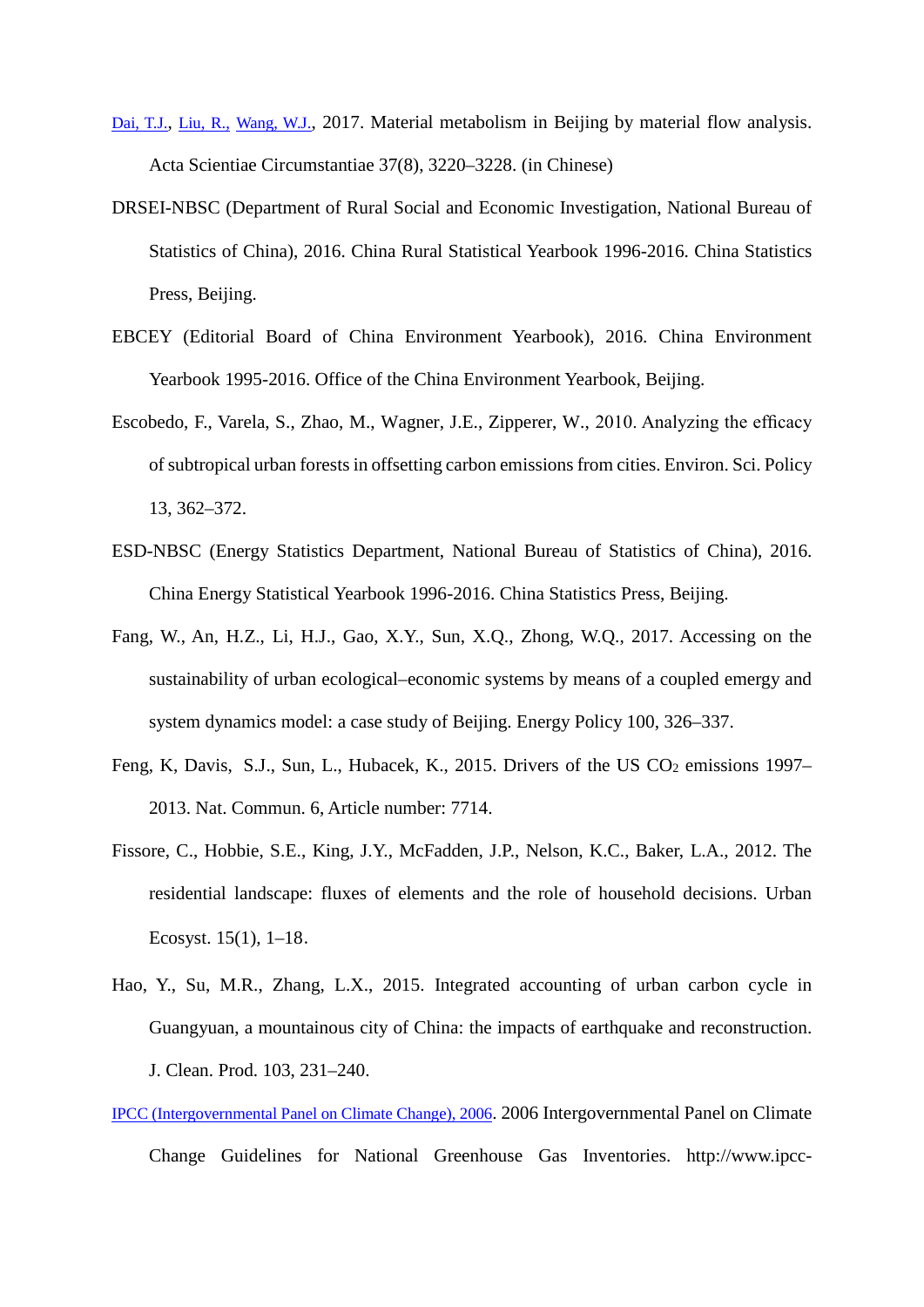Dai, T.J., Liu, R., Wang, W.J., 2017. Material metabolism in Beijing by material flow analysis. Acta Scientiae Circumstantiae 37(8), 3220–3228. (in Chinese)

DRSEI-NBSC (Department of Rural Social and Economic Investigation, National Bureau of Statistics of China), 2016. China Rural Statistical Yearbook 1996-2016. China Statistics Press, Beijing.

EBCEY (Editorial Board of China Environment Yearbook), 2016. China Environment Yearbook 1995-2016. Office of the China Environment Yearbook, Beijing.

Escobedo, F., Varela, S., Zhao, M., Wagner, J.E., Zipperer, W., 2010. Analyzing the efficacy of subtropical urban forests in offsetting carbon emissions from cities. Environ. Sci. Policy 13, 362–372.

ESD-NBSC (Energy Statistics Department, National Bureau of Statistics of China), 2016. China Energy Statistical Yearbook 1996-2016. China Statistics Press, Beijing.

Fang, W., An, H.Z., Li, H.J., Gao, X.Y., Sun, X.Q., Zhong, W.Q., 2017. Accessing on the sustainability of urban ecological–economic systems by means of a coupled emergy and system dynamics model: a case study of Beijing. Energy Policy 100, 326–337.

Feng, K, Davis, S.J., Sun, L., Hubacek, K., 2015. Drivers of the US $CO_2$ emissions 1997–2013. Nat. Commun. 6, Article number: 7714.

Fissore, C., Hobbie, S.E., King, J.Y., McFadden, J.P., Nelson, K.C., Baker, L.A., 2012. The residential landscape: fluxes of elements and the role of household decisions. Urban Ecosyst. 15(1), 1–18.

Hao, Y., Su, M.R., Zhang, L.X., 2015. Integrated accounting of urban carbon cycle in Guangyuan, a mountainous city of China: the impacts of earthquake and reconstruction. J. Clean. Prod. 103, 231–240.

IPCC (Intergovernmental Panel on Climate Change), 2006. 2006 Intergovernmental Panel on Climate Change Guidelines for National Greenhouse Gas Inventories. http://www.ipcc-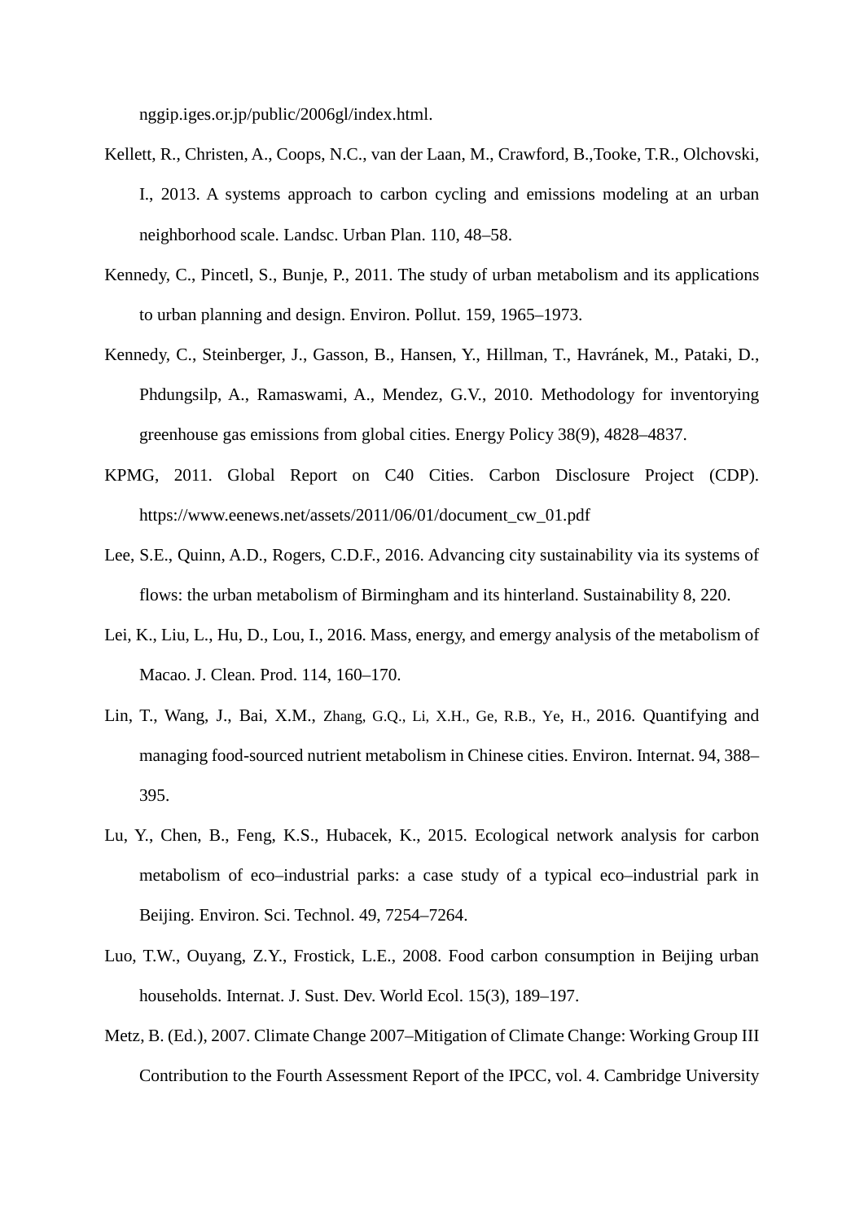nggip.iges.or.jp/public/2006gl/index.html.

Kellett, R., Christen, A., Coops, N.C., van der Laan, M., Crawford, B.,Tooke, T.R., Olchovski, I., 2013. A systems approach to carbon cycling and emissions modeling at an urban neighborhood scale. Landsc. Urban Plan. 110, 48–58.

Kennedy, C., Pincetl, S., Bunje, P., 2011. The study of urban metabolism and its applications to urban planning and design. Environ. Pollut. 159, 1965–1973.

Kennedy, C., Steinberger, J., Gasson, B., Hansen, Y., Hillman, T., Havránek, M., Pataki, D., Phdungsilp, A., Ramaswami, A., Mendez, G.V., 2010. Methodology for inventorying greenhouse gas emissions from global cities. Energy Policy 38(9), 4828–4837.

KPMG, 2011. Global Report on C40 Cities. Carbon Disclosure Project (CDP). https://www.eenews.net/assets/2011/06/01/document_cw_01.pdf

Lee, S.E., Quinn, A.D., Rogers, C.D.F., 2016. Advancing city sustainability via its systems of flows: the urban metabolism of Birmingham and its hinterland. Sustainability 8, 220.

Lei, K., Liu, L., Hu, D., Lou, I., 2016. Mass, energy, and emergy analysis of the metabolism of Macao. J. Clean. Prod. 114, 160–170.

Lin, T., Wang, J., Bai, X.M., Zhang, G.Q., Li, X.H., Ge, R.B., Ye, H., 2016. Quantifying and managing food-sourced nutrient metabolism in Chinese cities. Environ. Internat. 94, 388–395.

Lu, Y., Chen, B., Feng, K.S., Hubacek, K., 2015. Ecological network analysis for carbon metabolism of eco–industrial parks: a case study of a typical eco–industrial park in Beijing. Environ. Sci. Technol. 49, 7254–7264.

Luo, T.W., Ouyang, Z.Y., Frostick, L.E., 2008. Food carbon consumption in Beijing urban households. Internat. J. Sust. Dev. World Ecol. 15(3), 189–197.

Metz, B. (Ed.), 2007. Climate Change 2007–Mitigation of Climate Change: Working Group III Contribution to the Fourth Assessment Report of the IPCC, vol. 4. Cambridge University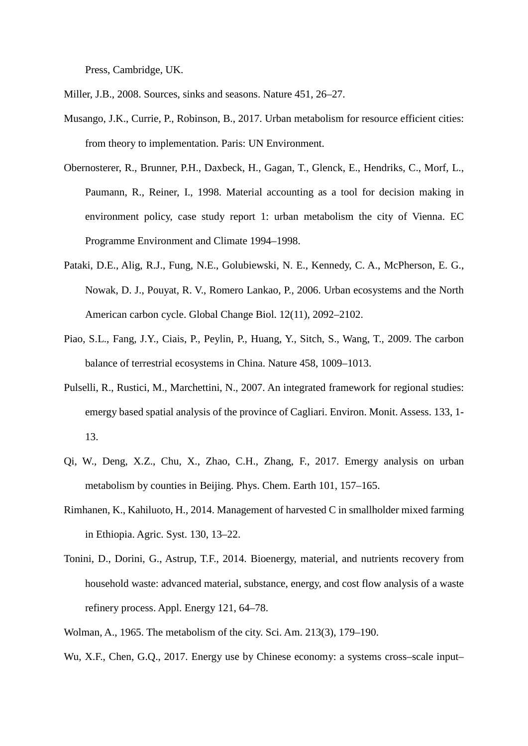Press, Cambridge, UK.

Miller, J.B., 2008. Sources, sinks and seasons. Nature 451, 26–27.

Musango, J.K., Currie, P., Robinson, B., 2017. Urban metabolism for resource efficient cities: from theory to implementation. Paris: UN Environment.

Obernosterer, R., Brunner, P.H., Daxbeck, H., Gagan, T., Glenck, E., Hendriks, C., Morf, L., Paumann, R., Reiner, I., 1998. Material accounting as a tool for decision making in environment policy, case study report 1: urban metabolism the city of Vienna. EC Programme Environment and Climate 1994–1998.

Pataki, D.E., Alig, R.J., Fung, N.E., Golubiewski, N. E., Kennedy, C. A., McPherson, E. G., Nowak, D. J., Pouyat, R. V., Romero Lankao, P., 2006. Urban ecosystems and the North American carbon cycle. Global Change Biol. 12(11), 2092–2102.

Piao, S.L., Fang, J.Y., Ciais, P., Peylin, P., Huang, Y., Sitch, S., Wang, T., 2009. The carbon balance of terrestrial ecosystems in China. Nature 458, 1009–1013.

Pulselli, R., Rustici, M., Marchettini, N., 2007. An integrated framework for regional studies: emergy based spatial analysis of the province of Cagliari. Environ. Monit. Assess. 133, 1-13.

Qi, W., Deng, X.Z., Chu, X., Zhao, C.H., Zhang, F., 2017. Emergy analysis on urban metabolism by counties in Beijing. Phys. Chem. Earth 101, 157–165.

Rimhanen, K., Kahiluoto, H., 2014. Management of harvested C in smallholder mixed farming in Ethiopia. Agric. Syst. 130, 13–22.

Tonini, D., Dorini, G., Astrup, T.F., 2014. Bioenergy, material, and nutrients recovery from household waste: advanced material, substance, energy, and cost flow analysis of a waste refinery process. Appl. Energy 121, 64–78.

Wolman, A., 1965. The metabolism of the city. Sci. Am. 213(3), 179–190.

Wu, X.F., Chen, G.Q., 2017. Energy use by Chinese economy: a systems cross–scale input–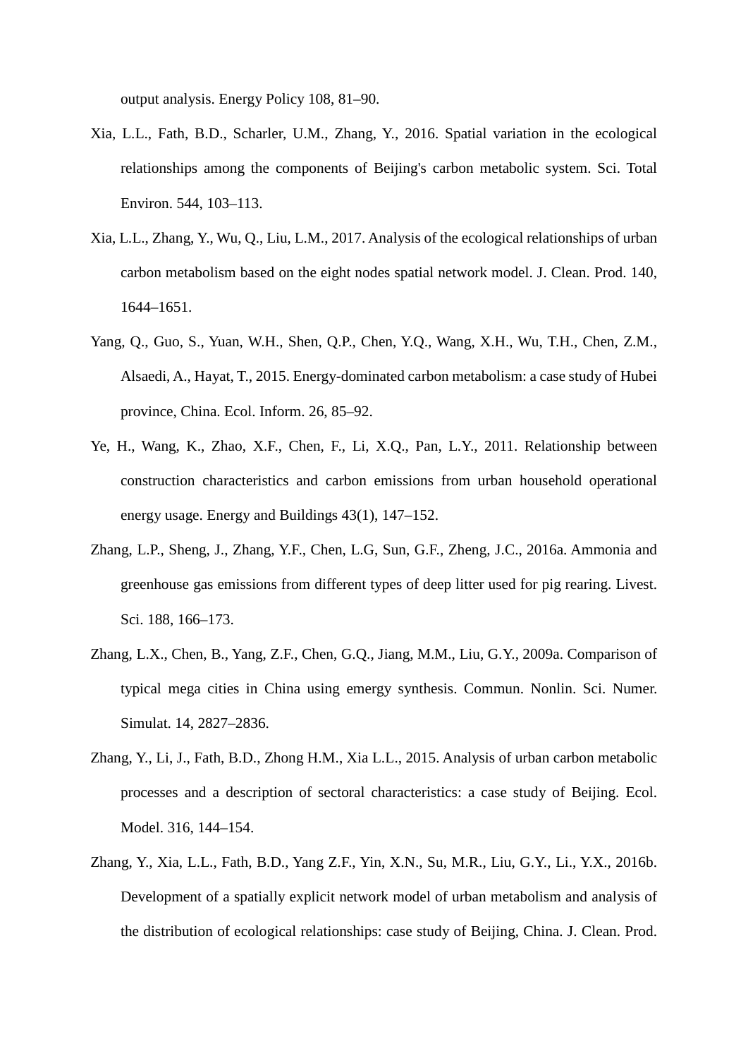output analysis. Energy Policy 108, 81–90.

Xia, L.L., Fath, B.D., Scharler, U.M., Zhang, Y., 2016. Spatial variation in the ecological relationships among the components of Beijing's carbon metabolic system. Sci. Total Environ. 544, 103–113.

Xia, L.L., Zhang, Y., Wu, Q., Liu, L.M., 2017. Analysis of the ecological relationships of urban carbon metabolism based on the eight nodes spatial network model. J. Clean. Prod. 140, 1644–1651.

Yang, Q., Guo, S., Yuan, W.H., Shen, Q.P., Chen, Y.Q., Wang, X.H., Wu, T.H., Chen, Z.M., Alsaedi, A., Hayat, T., 2015. Energy-dominated carbon metabolism: a case study of Hubei province, China. Ecol. Inform. 26, 85–92.

Ye, H., Wang, K., Zhao, X.F., Chen, F., Li, X.Q., Pan, L.Y., 2011. Relationship between construction characteristics and carbon emissions from urban household operational energy usage. Energy and Buildings 43(1), 147–152.

Zhang, L.P., Sheng, J., Zhang, Y.F., Chen, L.G, Sun, G.F., Zheng, J.C., 2016a. Ammonia and greenhouse gas emissions from different types of deep litter used for pig rearing. Livest. Sci. 188, 166–173.

Zhang, L.X., Chen, B., Yang, Z.F., Chen, G.Q., Jiang, M.M., Liu, G.Y., 2009a. Comparison of typical mega cities in China using emergy synthesis. Commun. Nonlin. Sci. Numer. Simulat. 14, 2827–2836.

Zhang, Y., Li, J., Fath, B.D., Zhong H.M., Xia L.L., 2015. Analysis of urban carbon metabolic processes and a description of sectoral characteristics: a case study of Beijing. Ecol. Model. 316, 144–154.

Zhang, Y., Xia, L.L., Fath, B.D., Yang Z.F., Yin, X.N., Su, M.R., Liu, G.Y., Li., Y.X., 2016b. Development of a spatially explicit network model of urban metabolism and analysis of the distribution of ecological relationships: case study of Beijing, China. J. Clean. Prod.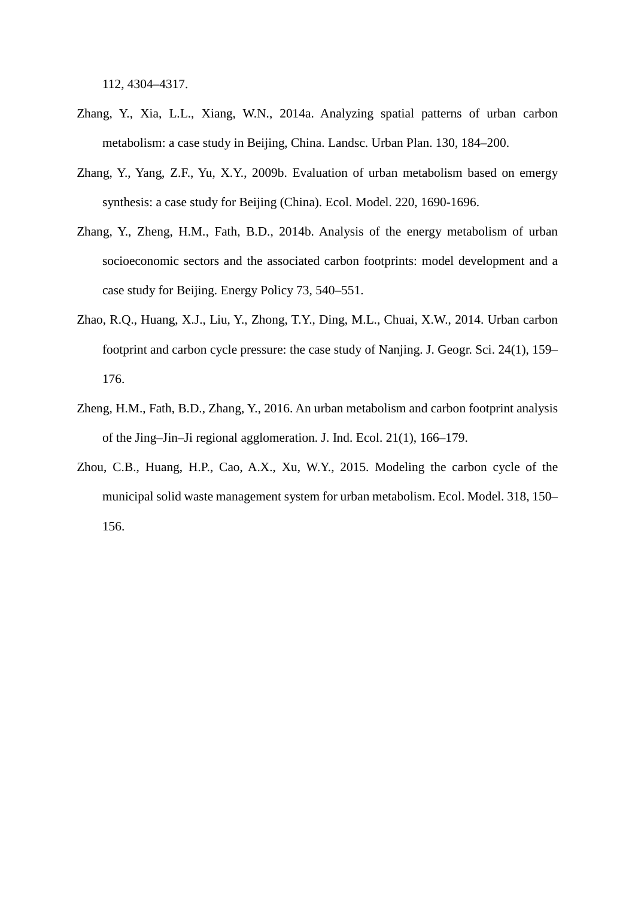112, 4304–4317.

Zhang, Y., Xia, L.L., Xiang, W.N., 2014a. Analyzing spatial patterns of urban carbon metabolism: a case study in Beijing, China. Landsc. Urban Plan. 130, 184–200.

Zhang, Y., Yang, Z.F., Yu, X.Y., 2009b. Evaluation of urban metabolism based on emergy synthesis: a case study for Beijing (China). Ecol. Model. 220, 1690-1696.

Zhang, Y., Zheng, H.M., Fath, B.D., 2014b. Analysis of the energy metabolism of urban socioeconomic sectors and the associated carbon footprints: model development and a case study for Beijing. Energy Policy 73, 540–551.

Zhao, R.Q., Huang, X.J., Liu, Y., Zhong, T.Y., Ding, M.L., Chuai, X.W., 2014. Urban carbon footprint and carbon cycle pressure: the case study of Nanjing. J. Geogr. Sci. 24(1), 159–176.

Zheng, H.M., Fath, B.D., Zhang, Y., 2016. An urban metabolism and carbon footprint analysis of the Jing–Jin–Ji regional agglomeration. J. Ind. Ecol. 21(1), 166–179.

Zhou, C.B., Huang, H.P., Cao, A.X., Xu, W.Y., 2015. Modeling the carbon cycle of the municipal solid waste management system for urban metabolism. Ecol. Model. 318, 150–156.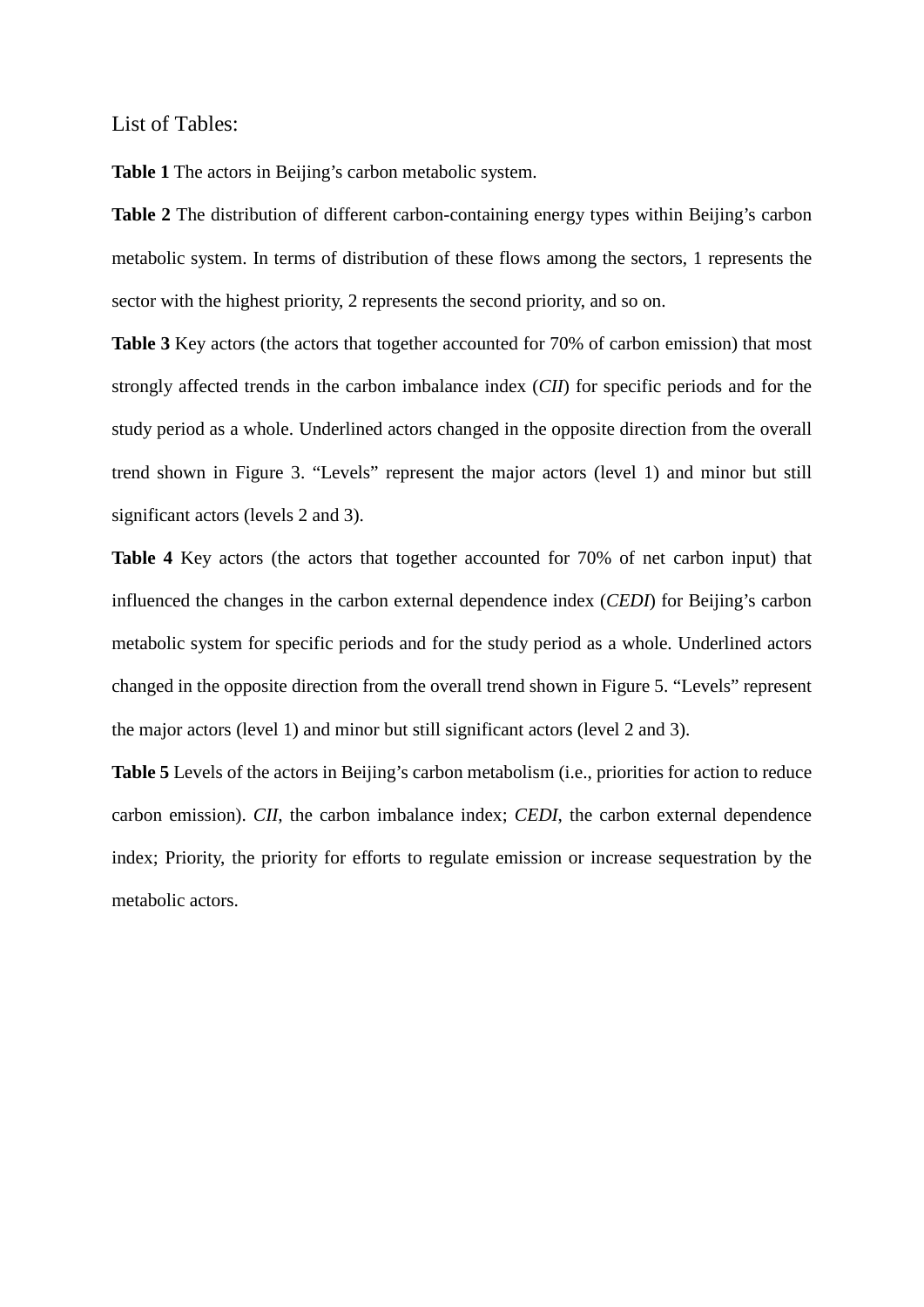List of Tables:

**Table 1** The actors in Beijing's carbon metabolic system.

**Table 2** The distribution of different carbon-containing energy types within Beijing's carbon metabolic system. In terms of distribution of these flows among the sectors, 1 represents the sector with the highest priority, 2 represents the second priority, and so on.

**Table 3** Key actors (the actors that together accounted for 70% of carbon emission) that most strongly affected trends in the carbon imbalance index (*CII*) for specific periods and for the study period as a whole. Underlined actors changed in the opposite direction from the overall trend shown in Figure 3. "Levels" represent the major actors (level 1) and minor but still significant actors (levels 2 and 3).

**Table 4** Key actors (the actors that together accounted for 70% of net carbon input) that influenced the changes in the carbon external dependence index (*CEDI*) for Beijing's carbon metabolic system for specific periods and for the study period as a whole. Underlined actors changed in the opposite direction from the overall trend shown in Figure 5. "Levels" represent the major actors (level 1) and minor but still significant actors (level 2 and 3).

**Table 5** Levels of the actors in Beijing's carbon metabolism (i.e., priorities for action to reduce carbon emission). *CII*, the carbon imbalance index; *CEDI*, the carbon external dependence index; Priority, the priority for efforts to regulate emission or increase sequestration by the metabolic actors.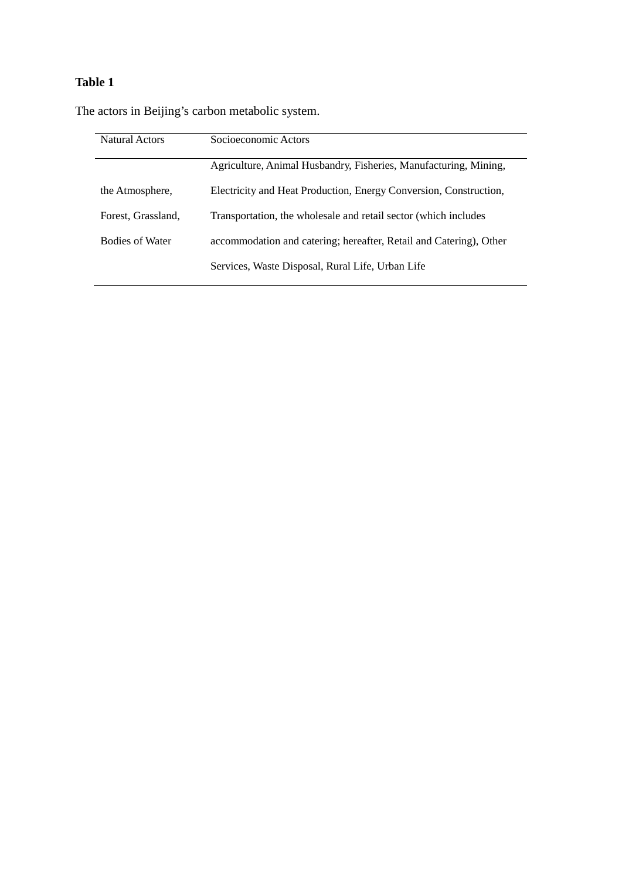**Table 1**

The actors in Beijing's carbon metabolic system.

| Natural Actors | Socioeconomic Actors |
| --- | --- |
| the Atmosphere, Forest, Grassland, Bodies of Water | Agriculture, Animal Husbandry, Fisheries, Manufacturing, Mining, Electricity and Heat Production, Energy Conversion, Construction, Transportation, the wholesale and retail sector (which includes accommodation and catering; hereafter, Retail and Catering), Other Services, Waste Disposal, Rural Life, Urban Life |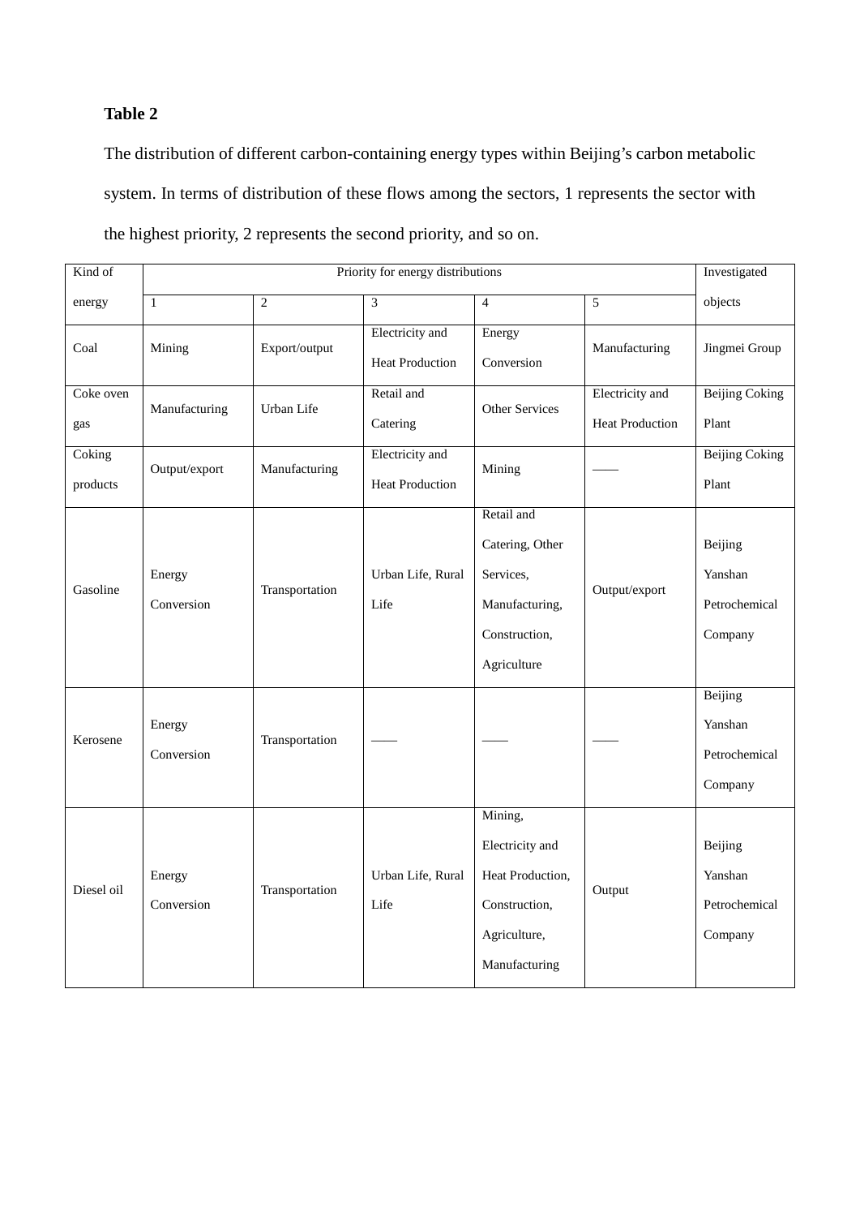**Table 2**

The distribution of different carbon-containing energy types within Beijing's carbon metabolic system. In terms of distribution of these flows among the sectors, 1 represents the sector with the highest priority, 2 represents the second priority, and so on.

| Kind of energy | Priority for energy distributions | | | | | Investigated objects |
|---|---|---|---|---|---|---|
| | 1 | 2 | 3 | 4 | 5 | |
| Coal | Mining | Export/output | Electricity and Heat Production | Energy Conversion | Manufacturing | Jingmei Group |
| Coke oven gas | Manufacturing | Urban Life | Retail and Catering | Other Services | Electricity and Heat Production | Beijing Coking Plant |
| Coking products | Output/export | Manufacturing | Electricity and Heat Production | Mining | —— | Beijing Coking Plant |
| Gasoline | Energy Conversion | Transportation | Urban Life, Rural Life | Retail and Catering, Other Services, Manufacturing, Construction, Agriculture | Output/export | Beijing Yanshan Petrochemical Company |
| Kerosene | Energy Conversion | Transportation | —— | —— | —— | Beijing Yanshan Petrochemical Company |
| Diesel oil | Energy Conversion | Transportation | Urban Life, Rural Life | Mining, Electricity and Heat Production, Construction, Agriculture, Manufacturing | Output | Beijing Yanshan Petrochemical Company |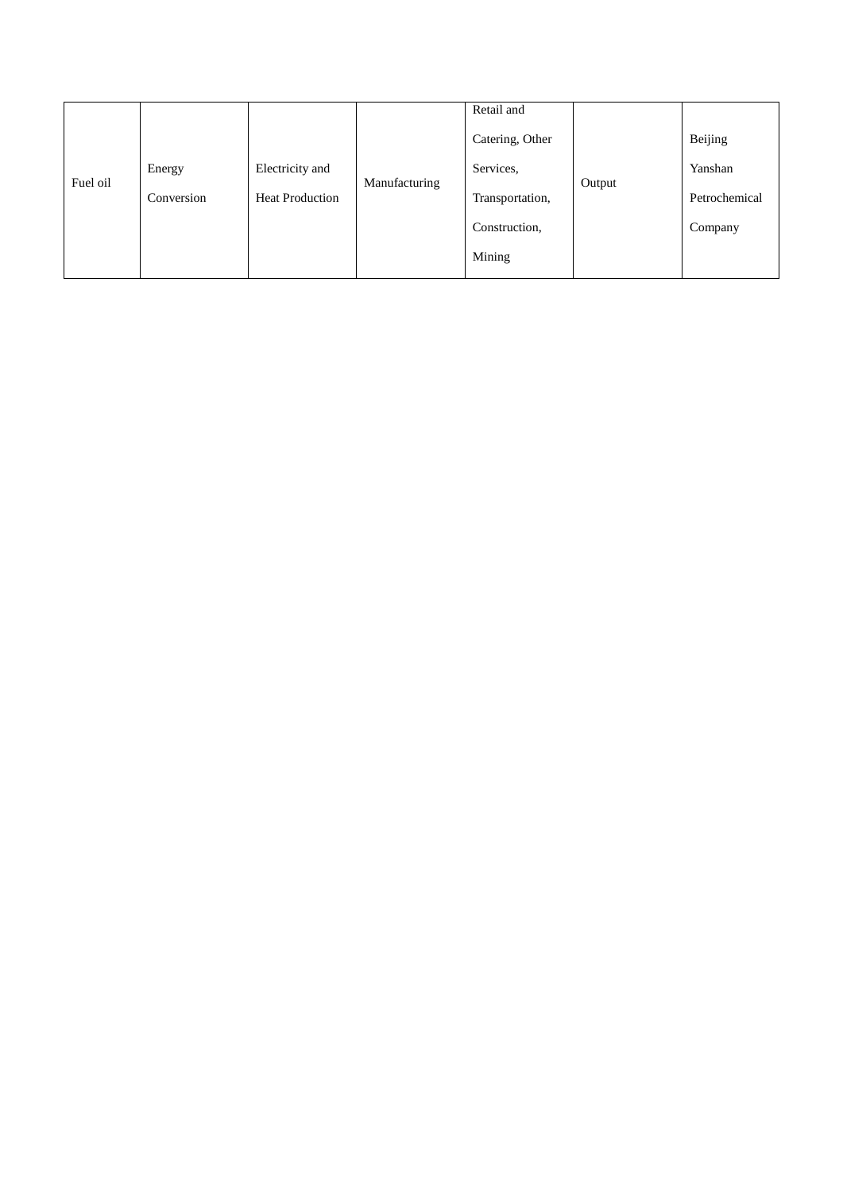| Fuel oil | Energy Conversion | Electricity and Heat Production | Manufacturing | Retail and Catering, Other Services, Transportation, Construction, Mining | Output | Beijing Yanshan Petrochemical Company |
|---|---|---|---|---|---|---|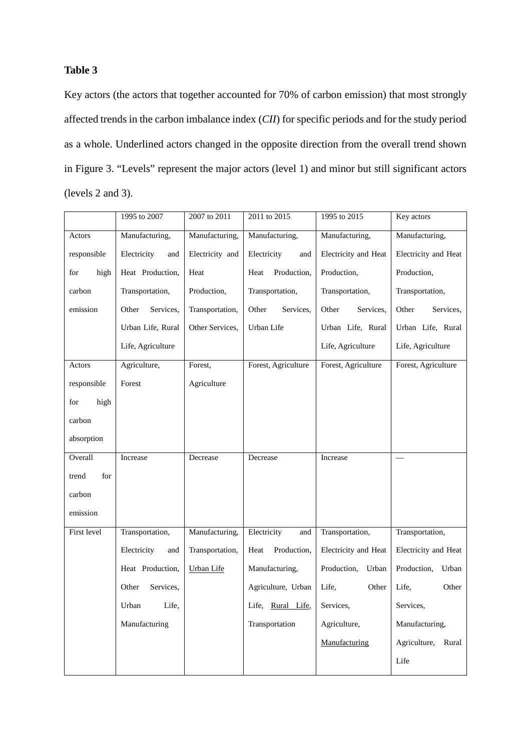**Table 3**

Key actors (the actors that together accounted for 70% of carbon emission) that most strongly affected trends in the carbon imbalance index (*CII*) for specific periods and for the study period as a whole. Underlined actors changed in the opposite direction from the overall trend shown in Figure 3. "Levels" represent the major actors (level 1) and minor but still significant actors (levels 2 and 3).

| | 1995 to 2007 | 2007 to 2011 | 2011 to 2015 | 1995 to 2015 | Key actors |
|---|---|---|---|---|---|
| Actors responsible for high carbon emission | Manufacturing, Electricity and Heat Production, Transportation, Other Services, Urban Life, Rural Life, Agriculture | Manufacturing, Electricity and Heat Production, Transportation, Other Services, | Manufacturing, Electricity and Heat Production, Transportation, Other Services, Urban Life | Manufacturing, Electricity and Heat Production, Transportation, Other Services, Urban Life, Rural Life, Agriculture | Manufacturing, Electricity and Heat Production, Transportation, Other Services, Urban Life, Rural Life, Agriculture |
| Actors responsible for high carbon absorption | Agriculture, Forest | Forest, Agriculture | Forest, Agriculture | Forest, Agriculture | Forest, Agriculture |
| Overall trend for carbon emission | Increase | Decrease | Decrease | Increase | — |
| First level | Transportation, Electricity and Heat Production, Other Services, Urban Life, Manufacturing | Manufacturing, Transportation, <u>Urban Life</u> | Electricity and Heat Production, Manufacturing, Agriculture, Urban Life, <u>Rural Life</u>, Transportation | Transportation, Electricity and Heat Production, Urban Life, Other Services, Agriculture, <u>Manufacturing</u> | Transportation, Electricity and Heat Production, Urban Life, Other Services, Manufacturing, Agriculture, Rural Life |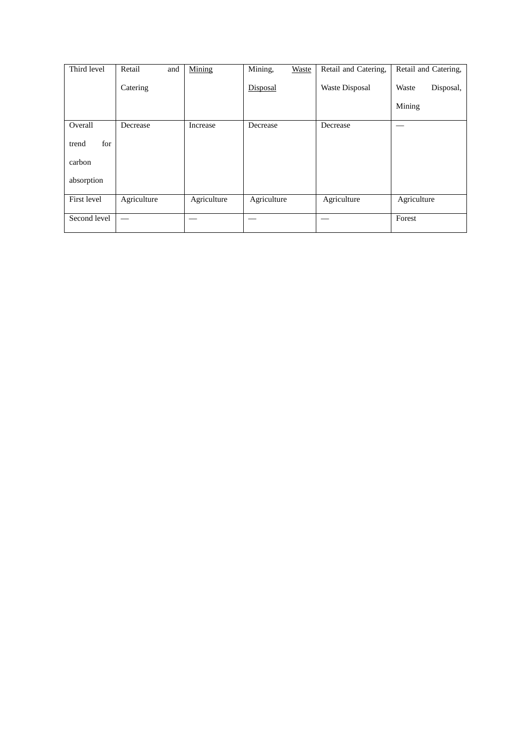| Third level | Retail and Catering | Mining | Mining, Waste Disposal | Retail and Catering, Waste Disposal | Retail and Catering, Waste Disposal, Mining |
|---|---|---|---|---|---|
| Overall trend for carbon absorption | Decrease | Increase | Decrease | Decrease | — |
| First level | Agriculture | Agriculture | Agriculture | Agriculture | Agriculture |
| Second level | — | — | — | — | Forest |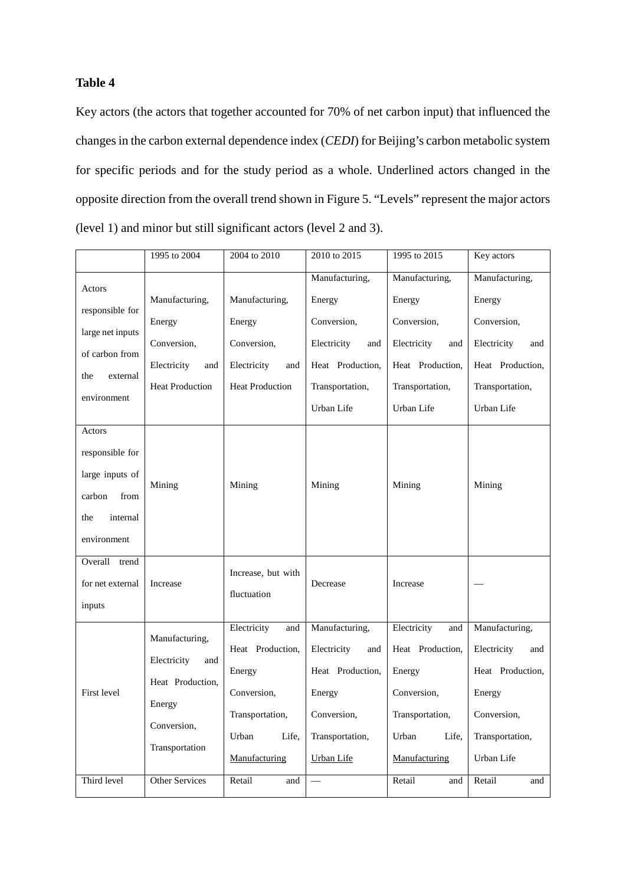**Table 4**

Key actors (the actors that together accounted for 70% of net carbon input) that influenced the changes in the carbon external dependence index (*CEDI*) for Beijing's carbon metabolic system for specific periods and for the study period as a whole. Underlined actors changed in the opposite direction from the overall trend shown in Figure 5. "Levels" represent the major actors (level 1) and minor but still significant actors (level 2 and 3).

| | 1995 to 2004 | 2004 to 2010 | 2010 to 2015 | 1995 to 2015 | Key actors |
|---|---|---|---|---|---|
| Actors responsible for large net inputs of carbon from the external environment | Manufacturing, Energy Conversion, Electricity and Heat Production | Manufacturing, Energy Conversion, Electricity and Heat Production | Manufacturing, Energy Conversion, Electricity and Heat Production, Transportation, Urban Life | Manufacturing, Energy Conversion, Electricity and Heat Production, Transportation, Urban Life | Manufacturing, Energy Conversion, Electricity and Heat Production, Transportation, Urban Life |
| Actors responsible for large inputs of carbon from the internal environment | Mining | Mining | Mining | Mining | Mining |
| Overall trend for net external inputs | Increase | Increase, but with fluctuation | Decrease | Increase | — |
| First level | Manufacturing, Electricity and Heat Production, Energy Conversion, Transportation | Electricity and Heat Production, Energy Conversion, Transportation, Urban Life, <u>Manufacturing</u> | Manufacturing, Electricity and Heat Production, Energy Conversion, Transportation, <u>Urban Life</u> | Electricity and Heat Production, Energy Conversion, Transportation, Urban Life, <u>Manufacturing</u> | Manufacturing, Electricity and Heat Production, Energy Conversion, Transportation, Urban Life |
| Third level | Other Services | Retail and | — | Retail and | Retail and |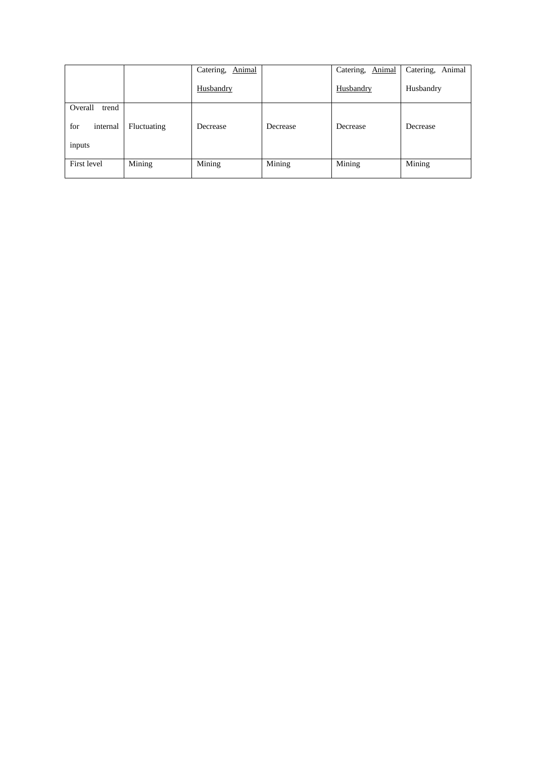|  |  |  |  |  |  |
|---|---|---|---|---|---|
|  |  | Catering, Animal Husbandry |  | Catering, Animal Husbandry | Catering, Animal Husbandry |
| Overall trend for internal inputs | Fluctuating | Decrease | Decrease | Decrease | Decrease |
| First level | Mining | Mining | Mining | Mining | Mining |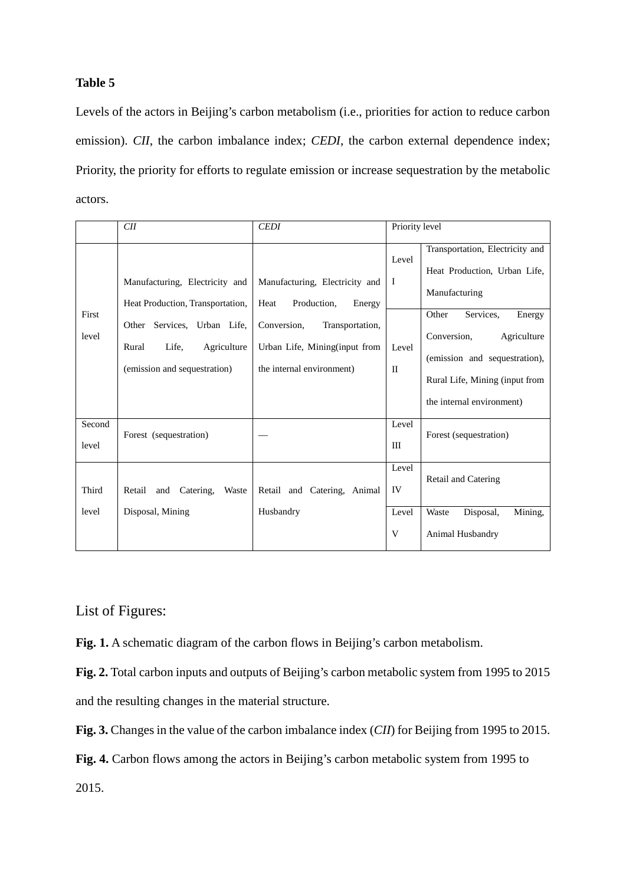**Table 5**

Levels of the actors in Beijing's carbon metabolism (i.e., priorities for action to reduce carbon emission). *CII*, the carbon imbalance index; *CEDI*, the carbon external dependence index; Priority, the priority for efforts to regulate emission or increase sequestration by the metabolic actors.

| | *CII* | *CEDI* | Priority level | |
|---|---|---|---|---|
| First level | Manufacturing, Electricity and Heat Production, Transportation, Other Services, Urban Life, Rural Life, Agriculture (emission and sequestration) | Manufacturing, Electricity and Heat Production, Energy Conversion, Transportation, Urban Life, Mining(input from the internal environment) | Level I | Transportation, Electricity and Heat Production, Urban Life, Manufacturing |
| | | | Level II | Other Services, Energy Conversion, Agriculture (emission and sequestration), Rural Life, Mining (input from the internal environment) |
| Second level | Forest (sequestration) | — | Level III | Forest (sequestration) |
| Third level | Retail and Catering, Waste Disposal, Mining | Retail and Catering, Animal Husbandry | Level IV | Retail and Catering |
| | | | Level V | Waste Disposal, Mining, Animal Husbandry |

List of Figures:

**Fig. 1.** A schematic diagram of the carbon flows in Beijing's carbon metabolism.

**Fig. 2.** Total carbon inputs and outputs of Beijing's carbon metabolic system from 1995 to 2015 and the resulting changes in the material structure.

**Fig. 3.** Changes in the value of the carbon imbalance index (*CII*) for Beijing from 1995 to 2015.

**Fig. 4.** Carbon flows among the actors in Beijing's carbon metabolic system from 1995 to 2015.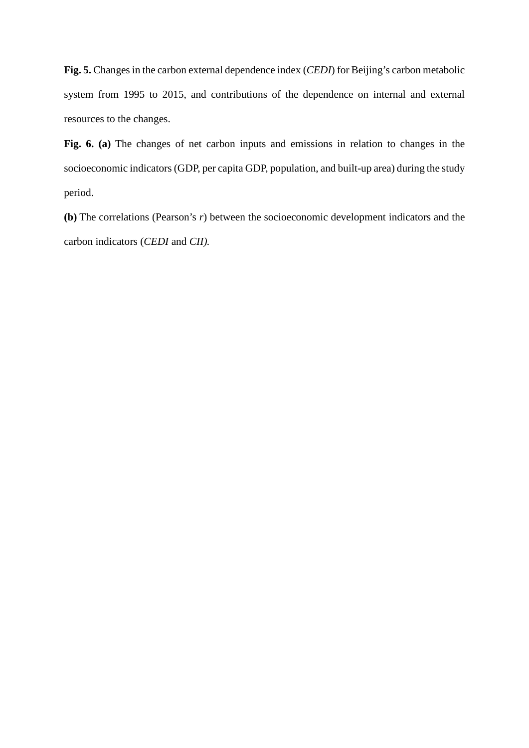**Fig. 5.** Changes in the carbon external dependence index (*CEDI*) for Beijing's carbon metabolic system from 1995 to 2015, and contributions of the dependence on internal and external resources to the changes.

**Fig. 6. (a)** The changes of net carbon inputs and emissions in relation to changes in the socioeconomic indicators (GDP, per capita GDP, population, and built-up area) during the study period.

**(b)** The correlations (Pearson's *r*) between the socioeconomic development indicators and the carbon indicators (*CEDI* and *CII).*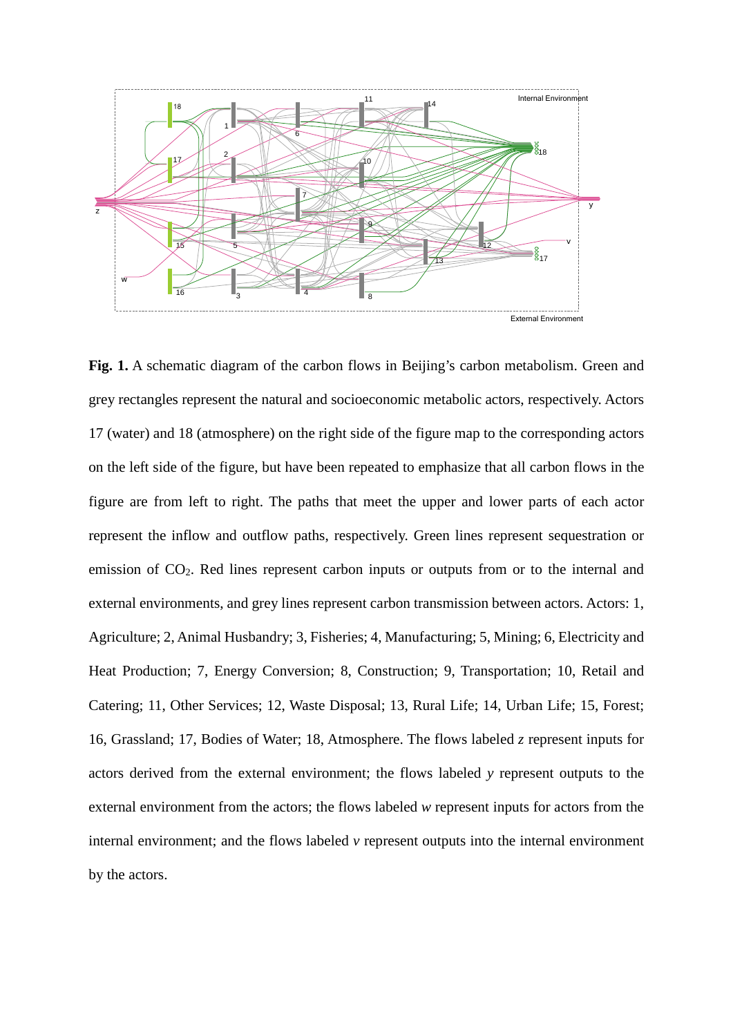**Fig. 1.** A schematic diagram of the carbon flows in Beijing's carbon metabolism. Green and grey rectangles represent the natural and socioeconomic metabolic actors, respectively. Actors 17 (water) and 18 (atmosphere) on the right side of the figure map to the corresponding actors on the left side of the figure, but have been repeated to emphasize that all carbon flows in the figure are from left to right. The paths that meet the upper and lower parts of each actor represent the inflow and outflow paths, respectively. Green lines represent sequestration or emission of $CO_2$. Red lines represent carbon inputs or outputs from or to the internal and external environments, and grey lines represent carbon transmission between actors. Actors: 1, Agriculture; 2, Animal Husbandry; 3, Fisheries; 4, Manufacturing; 5, Mining; 6, Electricity and Heat Production; 7, Energy Conversion; 8, Construction; 9, Transportation; 10, Retail and Catering; 11, Other Services; 12, Waste Disposal; 13, Rural Life; 14, Urban Life; 15, Forest; 16, Grassland; 17, Bodies of Water; 18, Atmosphere. The flows labeled *z* represent inputs for actors derived from the external environment; the flows labeled *y* represent outputs to the external environment from the actors; the flows labeled *w* represent inputs for actors from the internal environment; and the flows labeled *v* represent outputs into the internal environment by the actors.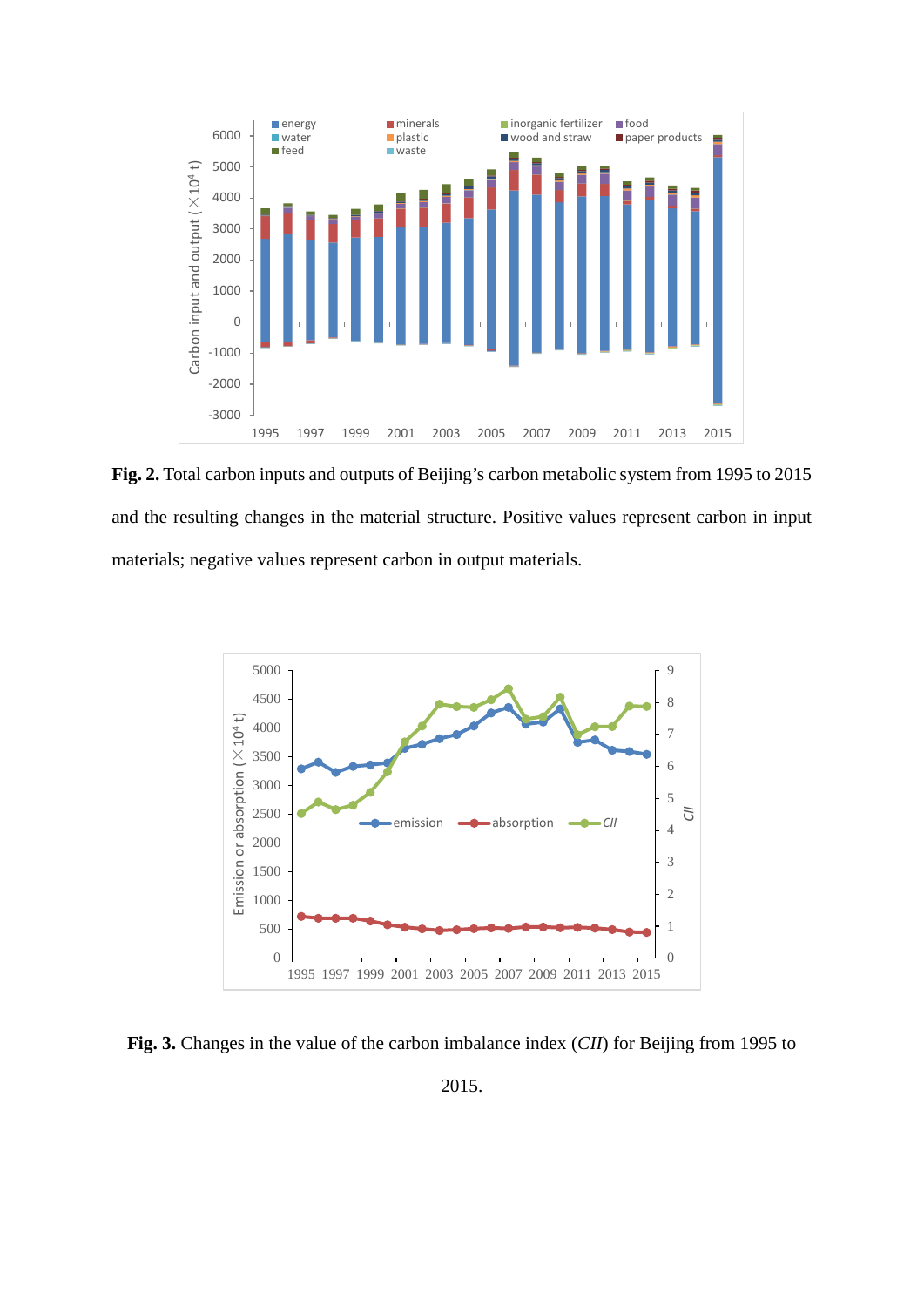**Fig. 2.** Total carbon inputs and outputs of Beijing's carbon metabolic system from 1995 to 2015 and the resulting changes in the material structure. Positive values represent carbon in input materials; negative values represent carbon in output materials.

**Fig. 3.** Changes in the value of the carbon imbalance index (*CII*) for Beijing from 1995 to 2015.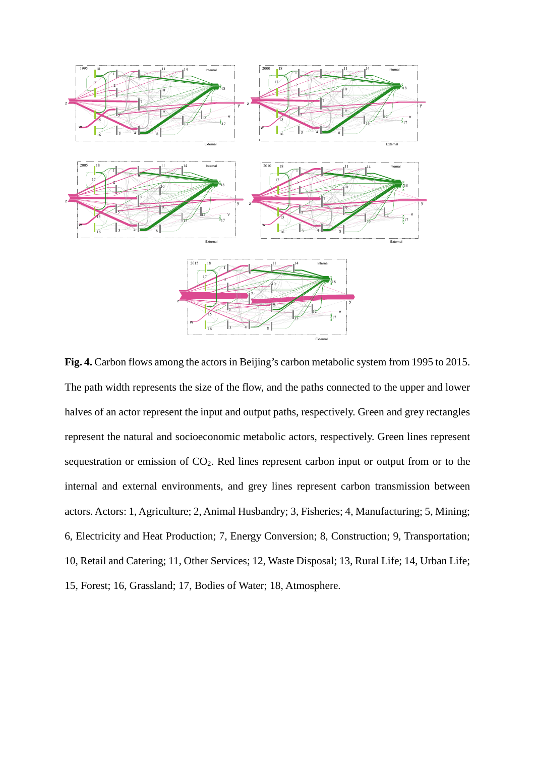**Fig. 4.** Carbon flows among the actors in Beijing's carbon metabolic system from 1995 to 2015. The path width represents the size of the flow, and the paths connected to the upper and lower halves of an actor represent the input and output paths, respectively. Green and grey rectangles represent the natural and socioeconomic metabolic actors, respectively. Green lines represent sequestration or emission of $CO_2$. Red lines represent carbon input or output from or to the internal and external environments, and grey lines represent carbon transmission between actors. Actors: 1, Agriculture; 2, Animal Husbandry; 3, Fisheries; 4, Manufacturing; 5, Mining; 6, Electricity and Heat Production; 7, Energy Conversion; 8, Construction; 9, Transportation; 10, Retail and Catering; 11, Other Services; 12, Waste Disposal; 13, Rural Life; 14, Urban Life; 15, Forest; 16, Grassland; 17, Bodies of Water; 18, Atmosphere.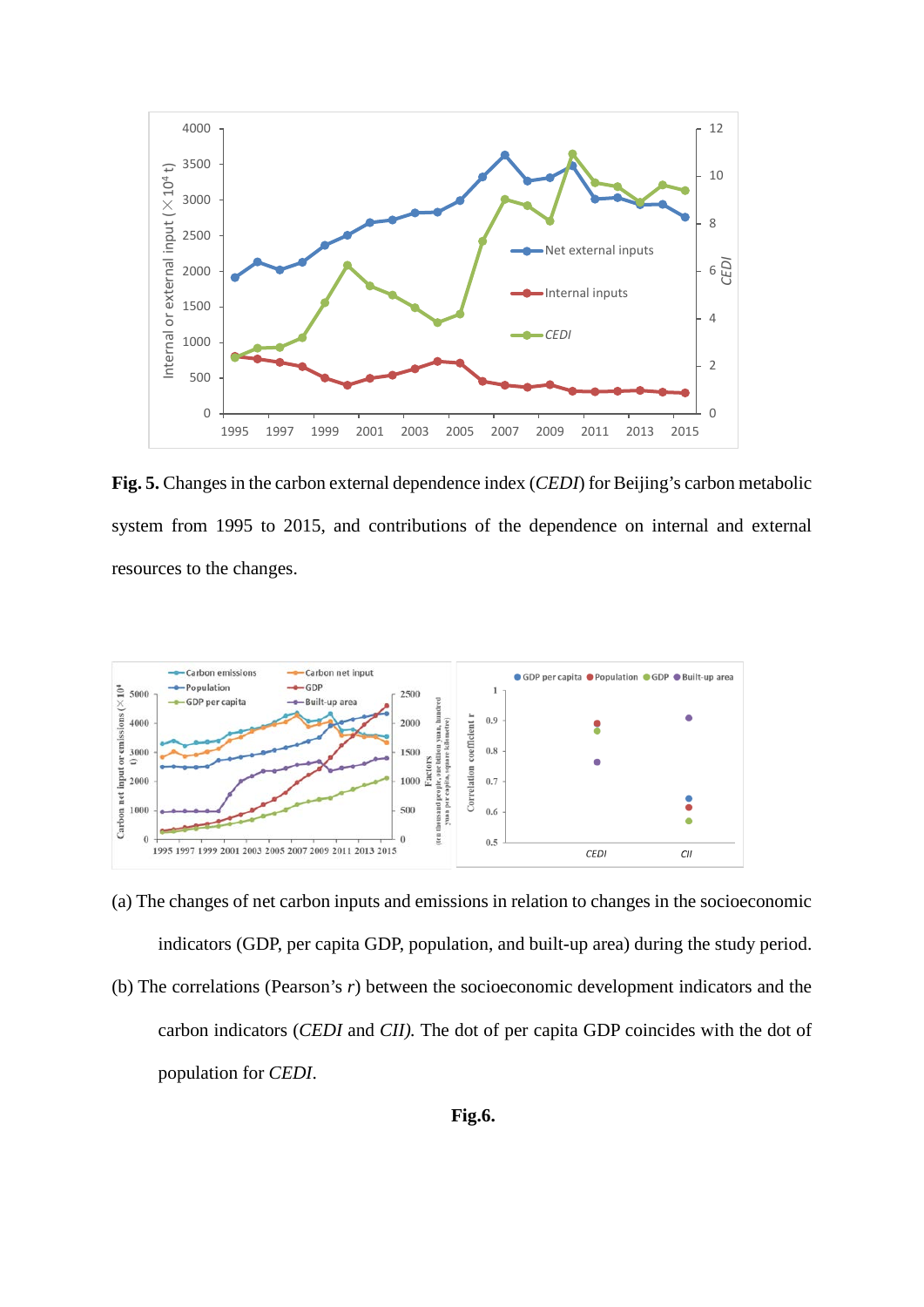4000
3500
3000
2500
2000
1500
1000
500
0

Internal or external input (×10⁴ t)

12
10
8
6
4
2
0

CEDI

1995 1997 1999 2001 2003 2005 2007 2009 2011 2013 2015

Net external inputs

Internal inputs

*CEDI*

**Fig. 5.** Changes in the carbon external dependence index (*CEDI*) for Beijing's carbon metabolic system from 1995 to 2015, and contributions of the dependence on internal and external resources to the changes.

Carbon emissions
Carbon net input
Population
GDP
GDP per capita
Built-up area

Carbon net input or emissions (×10⁴ t)

5000
4000
3000
2000
1000
0

2500
2000
1500
1000
500
0

Factors
(ten thousand people, one billion yuan, hundred yuan per capita, square kilometre)

1995 1997 1999 2001 2003 2005 2007 2009 2011 2013 2015

GDP per capita
Population
GDP
Built-up area

Correlation coefficient r

1
0.9
0.8
0.7
0.6
0.5

*CEDI*
*CII*

(a) The changes of net carbon inputs and emissions in relation to changes in the socioeconomic indicators (GDP, per capita GDP, population, and built-up area) during the study period.

(b) The correlations (Pearson's *r*) between the socioeconomic development indicators and the carbon indicators (*CEDI* and *CII*). The dot of per capita GDP coincides with the dot of population for *CEDI*.

**Fig.6.**